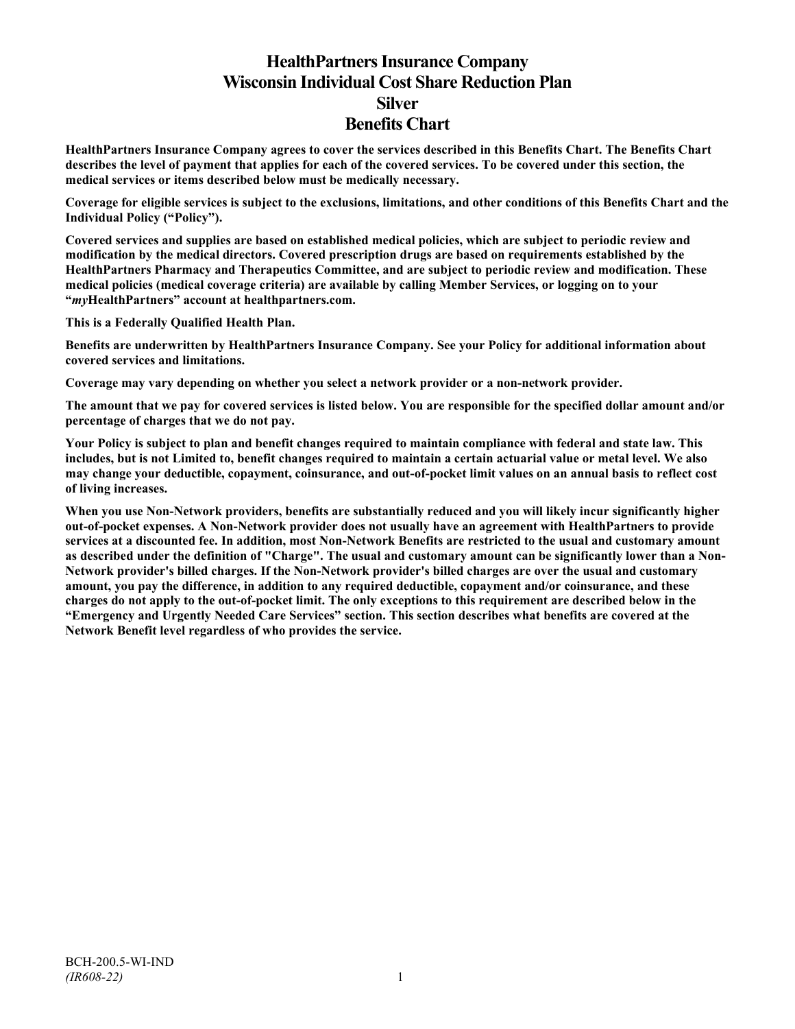# HealthPartners Insurance Company
# Wisconsin Individual Cost Share Reduction Plan
# Silver
# Benefits Chart

**HealthPartners Insurance Company agrees to cover the services described in this Benefits Chart. The Benefits Chart describes the level of payment that applies for each of the covered services. To be covered under this section, the medical services or items described below must be medically necessary.**

**Coverage for eligible services is subject to the exclusions, limitations, and other conditions of this Benefits Chart and the Individual Policy ("Policy").**

**Covered services and supplies are based on established medical policies, which are subject to periodic review and modification by the medical directors. Covered prescription drugs are based on requirements established by the HealthPartners Pharmacy and Therapeutics Committee, and are subject to periodic review and modification. These medical policies (medical coverage criteria) are available by calling Member Services, or logging on to your "*my*HealthPartners" account at healthpartners.com.**

**This is a Federally Qualified Health Plan.**

**Benefits are underwritten by HealthPartners Insurance Company. See your Policy for additional information about covered services and limitations.**

**Coverage may vary depending on whether you select a network provider or a non-network provider.**

**The amount that we pay for covered services is listed below. You are responsible for the specified dollar amount and/or percentage of charges that we do not pay.**

**Your Policy is subject to plan and benefit changes required to maintain compliance with federal and state law. This includes, but is not Limited to, benefit changes required to maintain a certain actuarial value or metal level. We also may change your deductible, copayment, coinsurance, and out-of-pocket limit values on an annual basis to reflect cost of living increases.**

**When you use Non-Network providers, benefits are substantially reduced and you will likely incur significantly higher out-of-pocket expenses. A Non-Network provider does not usually have an agreement with HealthPartners to provide services at a discounted fee. In addition, most Non-Network Benefits are restricted to the usual and customary amount as described under the definition of "Charge". The usual and customary amount can be significantly lower than a Non-Network provider's billed charges. If the Non-Network provider's billed charges are over the usual and customary amount, you pay the difference, in addition to any required deductible, copayment and/or coinsurance, and these charges do not apply to the out-of-pocket limit. The only exceptions to this requirement are described below in the "Emergency and Urgently Needed Care Services" section. This section describes what benefits are covered at the Network Benefit level regardless of who provides the service.**

BCH-200.5-WI-IND
*(IR608-22)*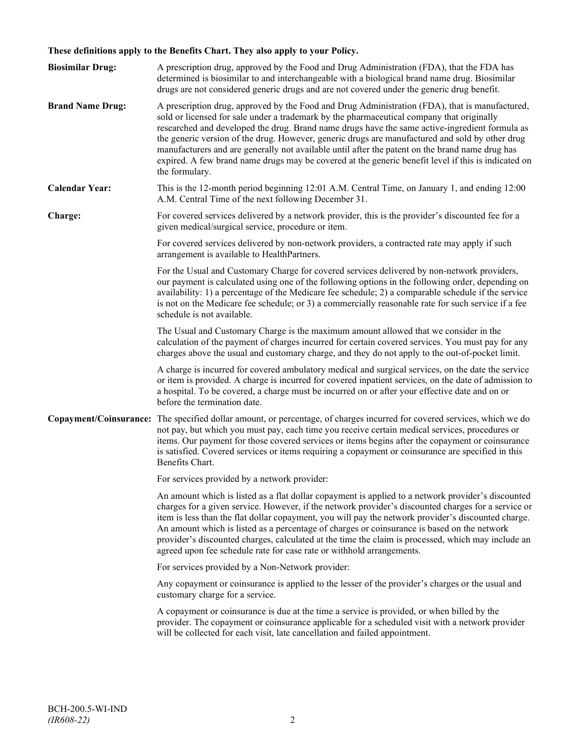**These definitions apply to the Benefits Chart. They also apply to your Policy.**

**Biosimilar Drug:** A prescription drug, approved by the Food and Drug Administration (FDA), that the FDA has determined is biosimilar to and interchangeable with a biological brand name drug. Biosimilar drugs are not considered generic drugs and are not covered under the generic drug benefit.

**Brand Name Drug:** A prescription drug, approved by the Food and Drug Administration (FDA), that is manufactured, sold or licensed for sale under a trademark by the pharmaceutical company that originally researched and developed the drug. Brand name drugs have the same active-ingredient formula as the generic version of the drug. However, generic drugs are manufactured and sold by other drug manufacturers and are generally not available until after the patent on the brand name drug has expired. A few brand name drugs may be covered at the generic benefit level if this is indicated on the formulary.

**Calendar Year:** This is the 12-month period beginning 12:01 A.M. Central Time, on January 1, and ending 12:00 A.M. Central Time of the next following December 31.

**Charge:** For covered services delivered by a network provider, this is the provider's discounted fee for a given medical/surgical service, procedure or item.

For covered services delivered by non-network providers, a contracted rate may apply if such arrangement is available to HealthPartners.

For the Usual and Customary Charge for covered services delivered by non-network providers, our payment is calculated using one of the following options in the following order, depending on availability: 1) a percentage of the Medicare fee schedule; 2) a comparable schedule if the service is not on the Medicare fee schedule; or 3) a commercially reasonable rate for such service if a fee schedule is not available.

The Usual and Customary Charge is the maximum amount allowed that we consider in the calculation of the payment of charges incurred for certain covered services. You must pay for any charges above the usual and customary charge, and they do not apply to the out-of-pocket limit.

A charge is incurred for covered ambulatory medical and surgical services, on the date the service or item is provided. A charge is incurred for covered inpatient services, on the date of admission to a hospital. To be covered, a charge must be incurred on or after your effective date and on or before the termination date.

**Copayment/Coinsurance:** The specified dollar amount, or percentage, of charges incurred for covered services, which we do not pay, but which you must pay, each time you receive certain medical services, procedures or items. Our payment for those covered services or items begins after the copayment or coinsurance is satisfied. Covered services or items requiring a copayment or coinsurance are specified in this Benefits Chart.

For services provided by a network provider:

An amount which is listed as a flat dollar copayment is applied to a network provider's discounted charges for a given service. However, if the network provider's discounted charges for a service or item is less than the flat dollar copayment, you will pay the network provider's discounted charge. An amount which is listed as a percentage of charges or coinsurance is based on the network provider's discounted charges, calculated at the time the claim is processed, which may include an agreed upon fee schedule rate for case rate or withhold arrangements.

For services provided by a Non-Network provider:

Any copayment or coinsurance is applied to the lesser of the provider's charges or the usual and customary charge for a service.

A copayment or coinsurance is due at the time a service is provided, or when billed by the provider. The copayment or coinsurance applicable for a scheduled visit with a network provider will be collected for each visit, late cancellation and failed appointment.

BCH-200.5-WI-IND
*(IR608-22)*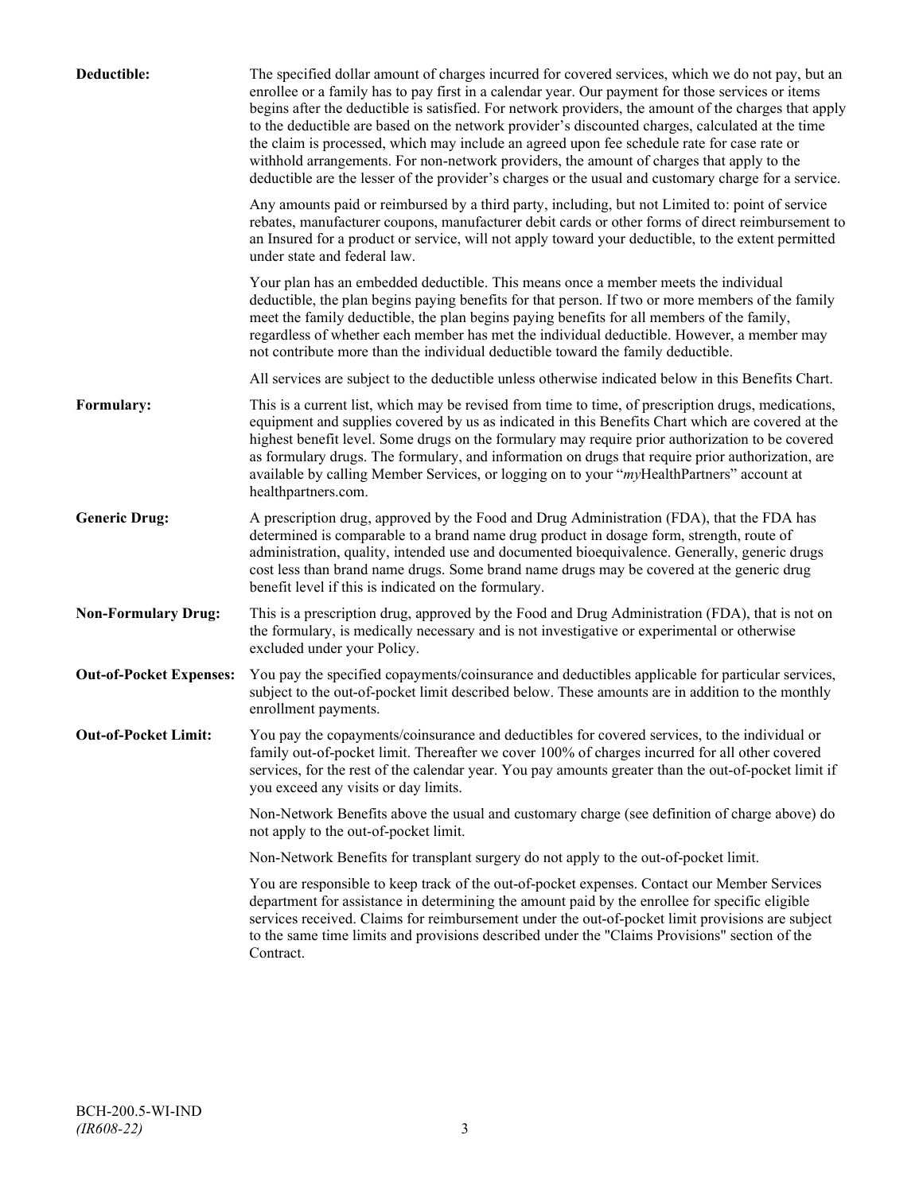**Deductible:** The specified dollar amount of charges incurred for covered services, which we do not pay, but an enrollee or a family has to pay first in a calendar year. Our payment for those services or items begins after the deductible is satisfied. For network providers, the amount of the charges that apply to the deductible are based on the network provider's discounted charges, calculated at the time the claim is processed, which may include an agreed upon fee schedule rate for case rate or withhold arrangements. For non-network providers, the amount of charges that apply to the deductible are the lesser of the provider's charges or the usual and customary charge for a service.

Any amounts paid or reimbursed by a third party, including, but not Limited to: point of service rebates, manufacturer coupons, manufacturer debit cards or other forms of direct reimbursement to an Insured for a product or service, will not apply toward your deductible, to the extent permitted under state and federal law.

Your plan has an embedded deductible. This means once a member meets the individual deductible, the plan begins paying benefits for that person. If two or more members of the family meet the family deductible, the plan begins paying benefits for all members of the family, regardless of whether each member has met the individual deductible. However, a member may not contribute more than the individual deductible toward the family deductible.

All services are subject to the deductible unless otherwise indicated below in this Benefits Chart.

**Formulary:** This is a current list, which may be revised from time to time, of prescription drugs, medications, equipment and supplies covered by us as indicated in this Benefits Chart which are covered at the highest benefit level. Some drugs on the formulary may require prior authorization to be covered as formulary drugs. The formulary, and information on drugs that require prior authorization, are available by calling Member Services, or logging on to your "*my*HealthPartners" account at healthpartners.com.

**Generic Drug:** A prescription drug, approved by the Food and Drug Administration (FDA), that the FDA has determined is comparable to a brand name drug product in dosage form, strength, route of administration, quality, intended use and documented bioequivalence. Generally, generic drugs cost less than brand name drugs. Some brand name drugs may be covered at the generic drug benefit level if this is indicated on the formulary.

**Non-Formulary Drug:** This is a prescription drug, approved by the Food and Drug Administration (FDA), that is not on the formulary, is medically necessary and is not investigative or experimental or otherwise excluded under your Policy.

**Out-of-Pocket Expenses:** You pay the specified copayments/coinsurance and deductibles applicable for particular services, subject to the out-of-pocket limit described below. These amounts are in addition to the monthly enrollment payments.

**Out-of-Pocket Limit:** You pay the copayments/coinsurance and deductibles for covered services, to the individual or family out-of-pocket limit. Thereafter we cover 100% of charges incurred for all other covered services, for the rest of the calendar year. You pay amounts greater than the out-of-pocket limit if you exceed any visits or day limits.

Non-Network Benefits above the usual and customary charge (see definition of charge above) do not apply to the out-of-pocket limit.

Non-Network Benefits for transplant surgery do not apply to the out-of-pocket limit.

You are responsible to keep track of the out-of-pocket expenses. Contact our Member Services department for assistance in determining the amount paid by the enrollee for specific eligible services received. Claims for reimbursement under the out-of-pocket limit provisions are subject to the same time limits and provisions described under the "Claims Provisions" section of the Contract.

BCH-200.5-WI-IND
*(IR608-22)*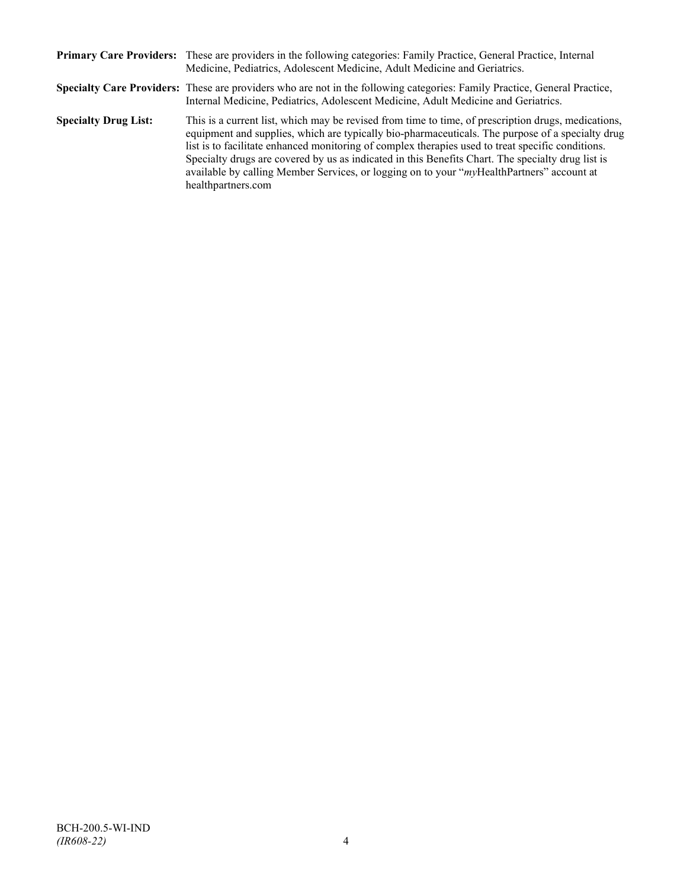**Primary Care Providers:** These are providers in the following categories: Family Practice, General Practice, Internal Medicine, Pediatrics, Adolescent Medicine, Adult Medicine and Geriatrics.

**Specialty Care Providers:** These are providers who are not in the following categories: Family Practice, General Practice, Internal Medicine, Pediatrics, Adolescent Medicine, Adult Medicine and Geriatrics.

**Specialty Drug List:** This is a current list, which may be revised from time to time, of prescription drugs, medications, equipment and supplies, which are typically bio-pharmaceuticals. The purpose of a specialty drug list is to facilitate enhanced monitoring of complex therapies used to treat specific conditions. Specialty drugs are covered by us as indicated in this Benefits Chart. The specialty drug list is available by calling Member Services, or logging on to your "*my*HealthPartners" account at healthpartners.com

BCH-200.5-WI-IND
*(IR608-22)*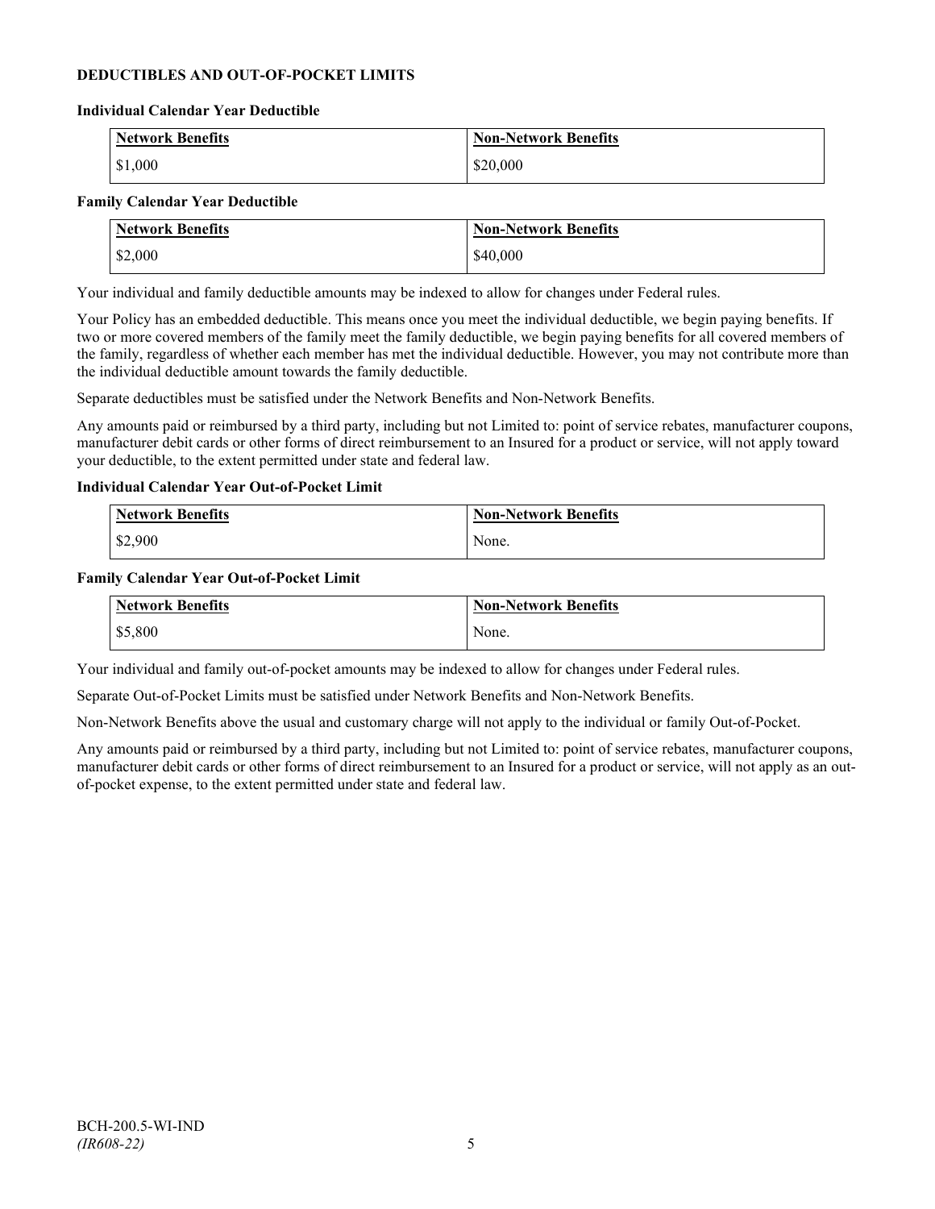## DEDUCTIBLES AND OUT-OF-POCKET LIMITS

### Individual Calendar Year Deductible

| Network Benefits | Non-Network Benefits |
| --- | --- |
| $1,000 | $20,000 |

### Family Calendar Year Deductible

| Network Benefits | Non-Network Benefits |
| --- | --- |
| $2,000 | $40,000 |

Your individual and family deductible amounts may be indexed to allow for changes under Federal rules.

Your Policy has an embedded deductible. This means once you meet the individual deductible, we begin paying benefits. If two or more covered members of the family meet the family deductible, we begin paying benefits for all covered members of the family, regardless of whether each member has met the individual deductible. However, you may not contribute more than the individual deductible amount towards the family deductible.

Separate deductibles must be satisfied under the Network Benefits and Non-Network Benefits.

Any amounts paid or reimbursed by a third party, including but not Limited to: point of service rebates, manufacturer coupons, manufacturer debit cards or other forms of direct reimbursement to an Insured for a product or service, will not apply toward your deductible, to the extent permitted under state and federal law.

### Individual Calendar Year Out-of-Pocket Limit

| Network Benefits | Non-Network Benefits |
| --- | --- |
| $2,900 | None. |

### Family Calendar Year Out-of-Pocket Limit

| Network Benefits | Non-Network Benefits |
| --- | --- |
| $5,800 | None. |

Your individual and family out-of-pocket amounts may be indexed to allow for changes under Federal rules.

Separate Out-of-Pocket Limits must be satisfied under Network Benefits and Non-Network Benefits.

Non-Network Benefits above the usual and customary charge will not apply to the individual or family Out-of-Pocket.

Any amounts paid or reimbursed by a third party, including but not Limited to: point of service rebates, manufacturer coupons, manufacturer debit cards or other forms of direct reimbursement to an Insured for a product or service, will not apply as an out-of-pocket expense, to the extent permitted under state and federal law.

BCH-200.5-WI-IND
*(IR608-22)*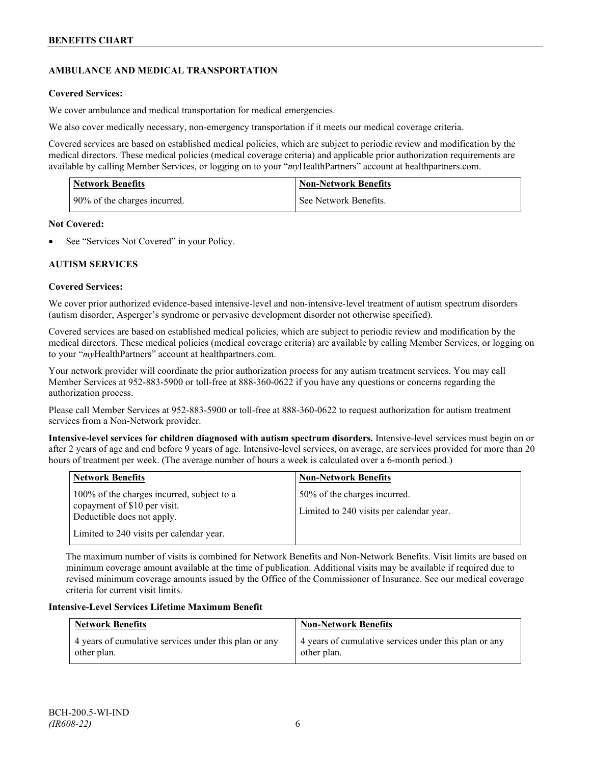## AMBULANCE AND MEDICAL TRANSPORTATION

**Covered Services:**

We cover ambulance and medical transportation for medical emergencies.

We also cover medically necessary, non-emergency transportation if it meets our medical coverage criteria.

Covered services are based on established medical policies, which are subject to periodic review and modification by the medical directors. These medical policies (medical coverage criteria) and applicable prior authorization requirements are available by calling Member Services, or logging on to your "*my*HealthPartners" account at healthpartners.com.

| Network Benefits | Non-Network Benefits |
|---|---|
| 90% of the charges incurred. | See Network Benefits. |

**Not Covered:**

- See "Services Not Covered" in your Policy.

## AUTISM SERVICES

**Covered Services:**

We cover prior authorized evidence-based intensive-level and non-intensive-level treatment of autism spectrum disorders (autism disorder, Asperger's syndrome or pervasive development disorder not otherwise specified).

Covered services are based on established medical policies, which are subject to periodic review and modification by the medical directors. These medical policies (medical coverage criteria) are available by calling Member Services, or logging on to your "*my*HealthPartners" account at healthpartners.com.

Your network provider will coordinate the prior authorization process for any autism treatment services. You may call Member Services at 952-883-5900 or toll-free at 888-360-0622 if you have any questions or concerns regarding the authorization process.

Please call Member Services at 952-883-5900 or toll-free at 888-360-0622 to request authorization for autism treatment services from a Non-Network provider.

**Intensive-level services for children diagnosed with autism spectrum disorders.** Intensive-level services must begin on or after 2 years of age and end before 9 years of age. Intensive-level services, on average, are services provided for more than 20 hours of treatment per week. (The average number of hours a week is calculated over a 6-month period.)

| Network Benefits | Non-Network Benefits |
|---|---|
| 100% of the charges incurred, subject to a copayment of $10 per visit. Deductible does not apply.<br><br>Limited to 240 visits per calendar year. | 50% of the charges incurred.<br><br>Limited to 240 visits per calendar year. |

The maximum number of visits is combined for Network Benefits and Non-Network Benefits. Visit limits are based on minimum coverage amount available at the time of publication. Additional visits may be available if required due to revised minimum coverage amounts issued by the Office of the Commissioner of Insurance. See our medical coverage criteria for current visit limits.

**Intensive-Level Services Lifetime Maximum Benefit**

| Network Benefits | Non-Network Benefits |
|---|---|
| 4 years of cumulative services under this plan or any other plan. | 4 years of cumulative services under this plan or any other plan. |

BCH-200.5-WI-IND
*(IR608-22)*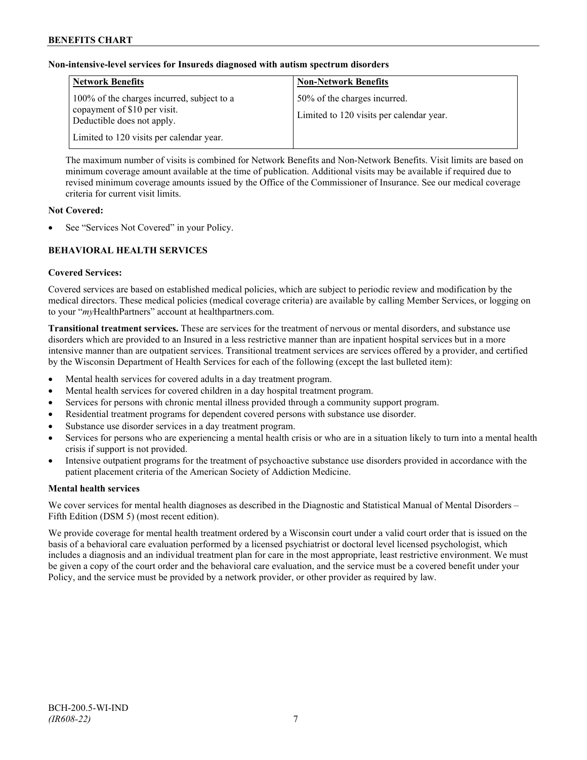**Non-intensive-level services for Insureds diagnosed with autism spectrum disorders**

| Network Benefits | Non-Network Benefits |
|---|---|
| 100% of the charges incurred, subject to a copayment of $10 per visit. Deductible does not apply.<br><br>Limited to 120 visits per calendar year. | 50% of the charges incurred.<br><br>Limited to 120 visits per calendar year. |

The maximum number of visits is combined for Network Benefits and Non-Network Benefits. Visit limits are based on minimum coverage amount available at the time of publication. Additional visits may be available if required due to revised minimum coverage amounts issued by the Office of the Commissioner of Insurance. See our medical coverage criteria for current visit limits.

**Not Covered:**

- See "Services Not Covered" in your Policy.

## BEHAVIORAL HEALTH SERVICES

**Covered Services:**

Covered services are based on established medical policies, which are subject to periodic review and modification by the medical directors. These medical policies (medical coverage criteria) are available by calling Member Services, or logging on to your "*my*HealthPartners" account at healthpartners.com.

**Transitional treatment services.** These are services for the treatment of nervous or mental disorders, and substance use disorders which are provided to an Insured in a less restrictive manner than are inpatient hospital services but in a more intensive manner than are outpatient services. Transitional treatment services are services offered by a provider, and certified by the Wisconsin Department of Health Services for each of the following (except the last bulleted item):

- Mental health services for covered adults in a day treatment program.
- Mental health services for covered children in a day hospital treatment program.
- Services for persons with chronic mental illness provided through a community support program.
- Residential treatment programs for dependent covered persons with substance use disorder.
- Substance use disorder services in a day treatment program.
- Services for persons who are experiencing a mental health crisis or who are in a situation likely to turn into a mental health crisis if support is not provided.
- Intensive outpatient programs for the treatment of psychoactive substance use disorders provided in accordance with the patient placement criteria of the American Society of Addiction Medicine.

**Mental health services**

We cover services for mental health diagnoses as described in the Diagnostic and Statistical Manual of Mental Disorders – Fifth Edition (DSM 5) (most recent edition).

We provide coverage for mental health treatment ordered by a Wisconsin court under a valid court order that is issued on the basis of a behavioral care evaluation performed by a licensed psychiatrist or doctoral level licensed psychologist, which includes a diagnosis and an individual treatment plan for care in the most appropriate, least restrictive environment. We must be given a copy of the court order and the behavioral care evaluation, and the service must be a covered benefit under your Policy, and the service must be provided by a network provider, or other provider as required by law.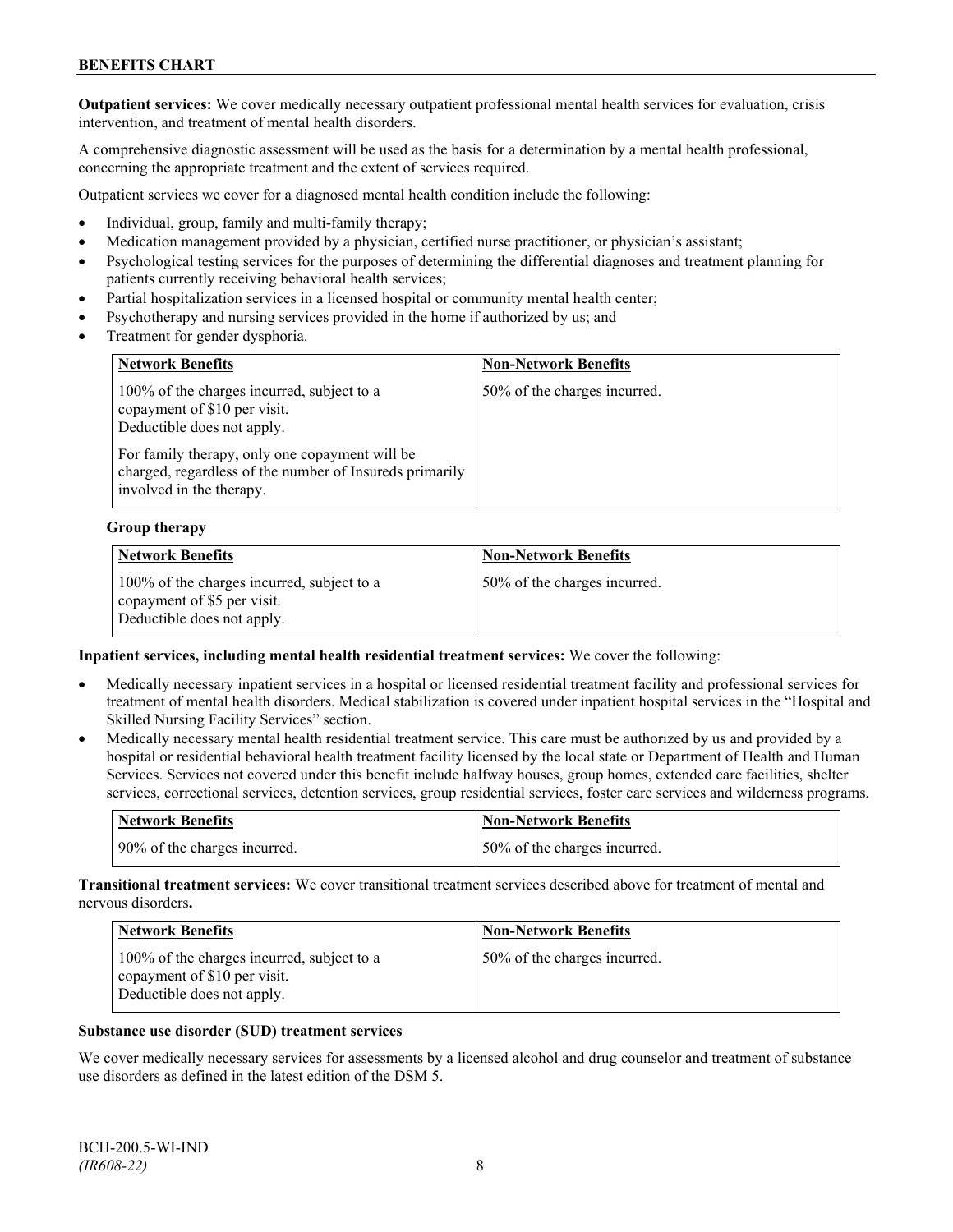**Outpatient services:** We cover medically necessary outpatient professional mental health services for evaluation, crisis intervention, and treatment of mental health disorders.

A comprehensive diagnostic assessment will be used as the basis for a determination by a mental health professional, concerning the appropriate treatment and the extent of services required.

Outpatient services we cover for a diagnosed mental health condition include the following:

- Individual, group, family and multi-family therapy;
- Medication management provided by a physician, certified nurse practitioner, or physician's assistant;
- Psychological testing services for the purposes of determining the differential diagnoses and treatment planning for patients currently receiving behavioral health services;
- Partial hospitalization services in a licensed hospital or community mental health center;
- Psychotherapy and nursing services provided in the home if authorized by us; and
- Treatment for gender dysphoria.

| Network Benefits | Non-Network Benefits |
|---|---|
| 100% of the charges incurred, subject to a copayment of $10 per visit. Deductible does not apply.<br><br>For family therapy, only one copayment will be charged, regardless of the number of Insureds primarily involved in the therapy. | 50% of the charges incurred. |

**Group therapy**

| Network Benefits | Non-Network Benefits |
|---|---|
| 100% of the charges incurred, subject to a copayment of $5 per visit. Deductible does not apply. | 50% of the charges incurred. |

**Inpatient services, including mental health residential treatment services:** We cover the following:

- Medically necessary inpatient services in a hospital or licensed residential treatment facility and professional services for treatment of mental health disorders. Medical stabilization is covered under inpatient hospital services in the "Hospital and Skilled Nursing Facility Services" section.
- Medically necessary mental health residential treatment service. This care must be authorized by us and provided by a hospital or residential behavioral health treatment facility licensed by the local state or Department of Health and Human Services. Services not covered under this benefit include halfway houses, group homes, extended care facilities, shelter services, correctional services, detention services, group residential services, foster care services and wilderness programs.

| Network Benefits | Non-Network Benefits |
|---|---|
| 90% of the charges incurred. | 50% of the charges incurred. |

**Transitional treatment services:** We cover transitional treatment services described above for treatment of mental and nervous disorders**.**

| Network Benefits | Non-Network Benefits |
|---|---|
| 100% of the charges incurred, subject to a copayment of $10 per visit. Deductible does not apply. | 50% of the charges incurred. |

**Substance use disorder (SUD) treatment services**

We cover medically necessary services for assessments by a licensed alcohol and drug counselor and treatment of substance use disorders as defined in the latest edition of the DSM 5.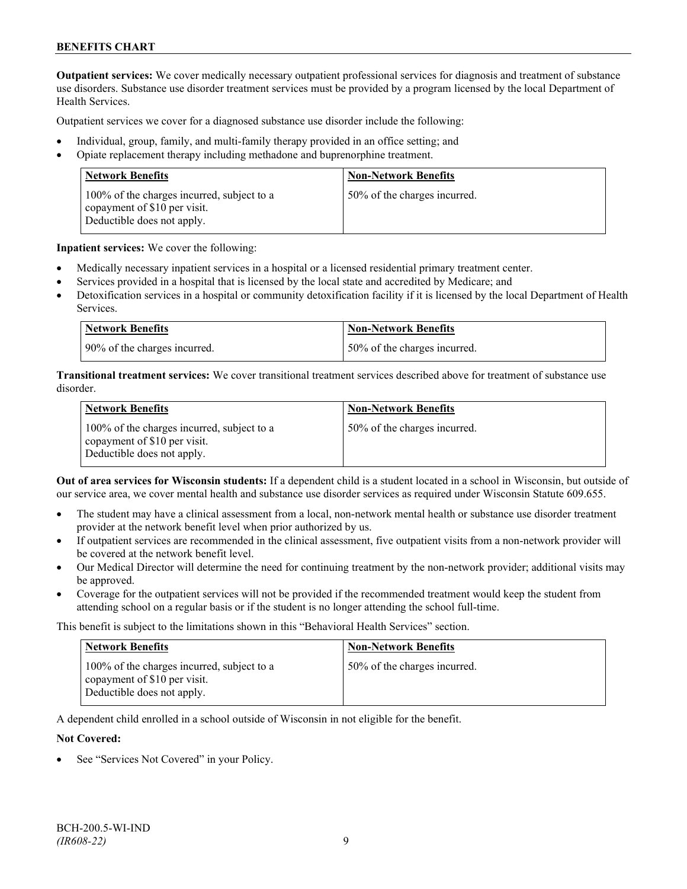**Outpatient services:** We cover medically necessary outpatient professional services for diagnosis and treatment of substance use disorders. Substance use disorder treatment services must be provided by a program licensed by the local Department of Health Services.

Outpatient services we cover for a diagnosed substance use disorder include the following:

- Individual, group, family, and multi-family therapy provided in an office setting; and
- Opiate replacement therapy including methadone and buprenorphine treatment.

| Network Benefits | Non-Network Benefits |
|---|---|
| 100% of the charges incurred, subject to a copayment of $10 per visit. Deductible does not apply. | 50% of the charges incurred. |

**Inpatient services:** We cover the following:

- Medically necessary inpatient services in a hospital or a licensed residential primary treatment center.
- Services provided in a hospital that is licensed by the local state and accredited by Medicare; and
- Detoxification services in a hospital or community detoxification facility if it is licensed by the local Department of Health Services.

| Network Benefits | Non-Network Benefits |
|---|---|
| 90% of the charges incurred. | 50% of the charges incurred. |

**Transitional treatment services:** We cover transitional treatment services described above for treatment of substance use disorder.

| Network Benefits | Non-Network Benefits |
|---|---|
| 100% of the charges incurred, subject to a copayment of $10 per visit. Deductible does not apply. | 50% of the charges incurred. |

**Out of area services for Wisconsin students:** If a dependent child is a student located in a school in Wisconsin, but outside of our service area, we cover mental health and substance use disorder services as required under Wisconsin Statute 609.655.

- The student may have a clinical assessment from a local, non-network mental health or substance use disorder treatment provider at the network benefit level when prior authorized by us.
- If outpatient services are recommended in the clinical assessment, five outpatient visits from a non-network provider will be covered at the network benefit level.
- Our Medical Director will determine the need for continuing treatment by the non-network provider; additional visits may be approved.
- Coverage for the outpatient services will not be provided if the recommended treatment would keep the student from attending school on a regular basis or if the student is no longer attending the school full-time.

This benefit is subject to the limitations shown in this "Behavioral Health Services" section.

| Network Benefits | Non-Network Benefits |
|---|---|
| 100% of the charges incurred, subject to a copayment of $10 per visit. Deductible does not apply. | 50% of the charges incurred. |

A dependent child enrolled in a school outside of Wisconsin in not eligible for the benefit.

**Not Covered:**

- See "Services Not Covered" in your Policy.

BCH-200.5-WI-IND
*(IR608-22)*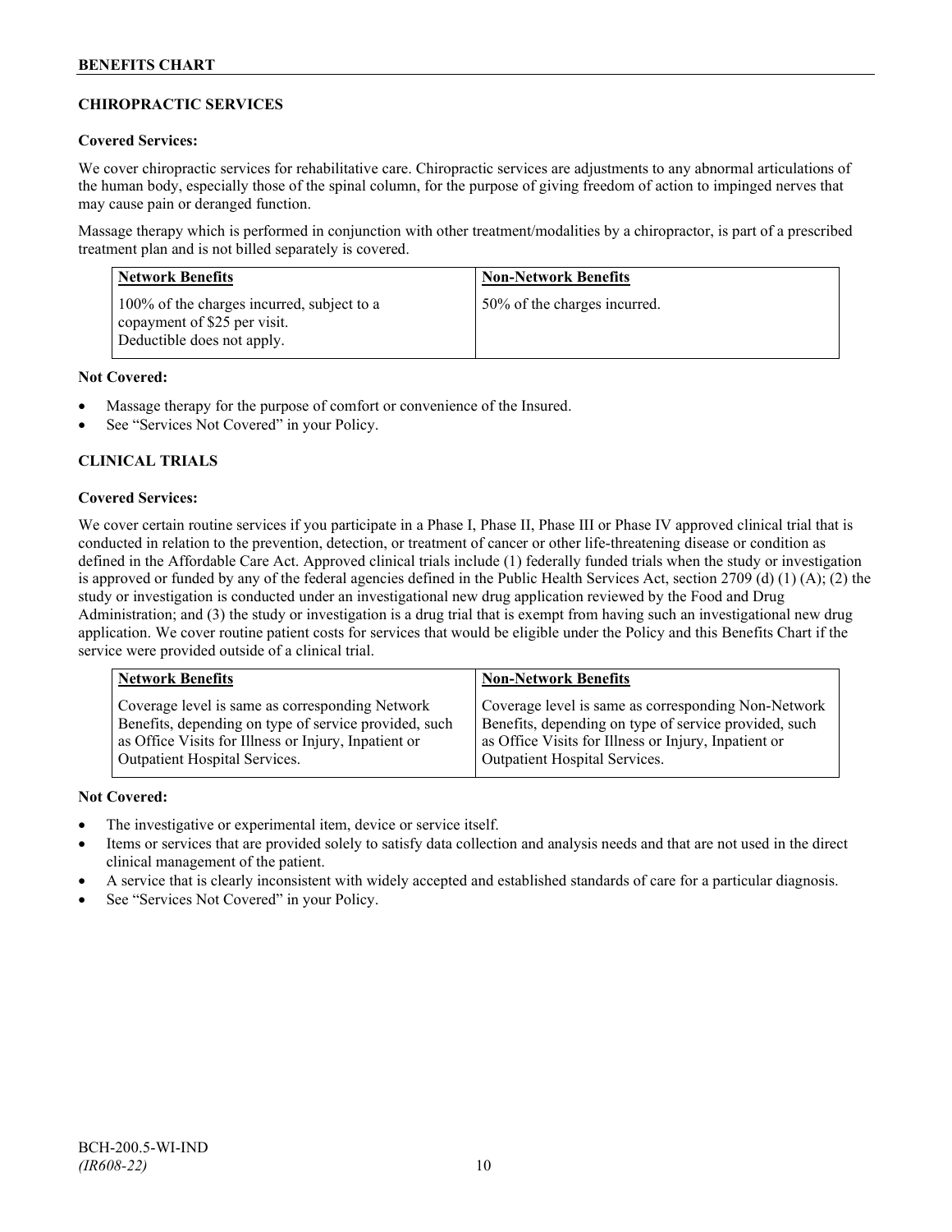## CHIROPRACTIC SERVICES

**Covered Services:**

We cover chiropractic services for rehabilitative care. Chiropractic services are adjustments to any abnormal articulations of the human body, especially those of the spinal column, for the purpose of giving freedom of action to impinged nerves that may cause pain or deranged function.

Massage therapy which is performed in conjunction with other treatment/modalities by a chiropractor, is part of a prescribed treatment plan and is not billed separately is covered.

| Network Benefits | Non-Network Benefits |
| --- | --- |
| 100% of the charges incurred, subject to a copayment of $25 per visit. Deductible does not apply. | 50% of the charges incurred. |

**Not Covered:**

- Massage therapy for the purpose of comfort or convenience of the Insured.
- See "Services Not Covered" in your Policy.

## CLINICAL TRIALS

**Covered Services:**

We cover certain routine services if you participate in a Phase I, Phase II, Phase III or Phase IV approved clinical trial that is conducted in relation to the prevention, detection, or treatment of cancer or other life-threatening disease or condition as defined in the Affordable Care Act. Approved clinical trials include (1) federally funded trials when the study or investigation is approved or funded by any of the federal agencies defined in the Public Health Services Act, section 2709 (d) (1) (A); (2) the study or investigation is conducted under an investigational new drug application reviewed by the Food and Drug Administration; and (3) the study or investigation is a drug trial that is exempt from having such an investigational new drug application. We cover routine patient costs for services that would be eligible under the Policy and this Benefits Chart if the service were provided outside of a clinical trial.

| Network Benefits | Non-Network Benefits |
| --- | --- |
| Coverage level is same as corresponding Network Benefits, depending on type of service provided, such as Office Visits for Illness or Injury, Inpatient or Outpatient Hospital Services. | Coverage level is same as corresponding Non-Network Benefits, depending on type of service provided, such as Office Visits for Illness or Injury, Inpatient or Outpatient Hospital Services. |

**Not Covered:**

- The investigative or experimental item, device or service itself.
- Items or services that are provided solely to satisfy data collection and analysis needs and that are not used in the direct clinical management of the patient.
- A service that is clearly inconsistent with widely accepted and established standards of care for a particular diagnosis.
- See "Services Not Covered" in your Policy.

BCH-200.5-WI-IND
*(IR608-22)*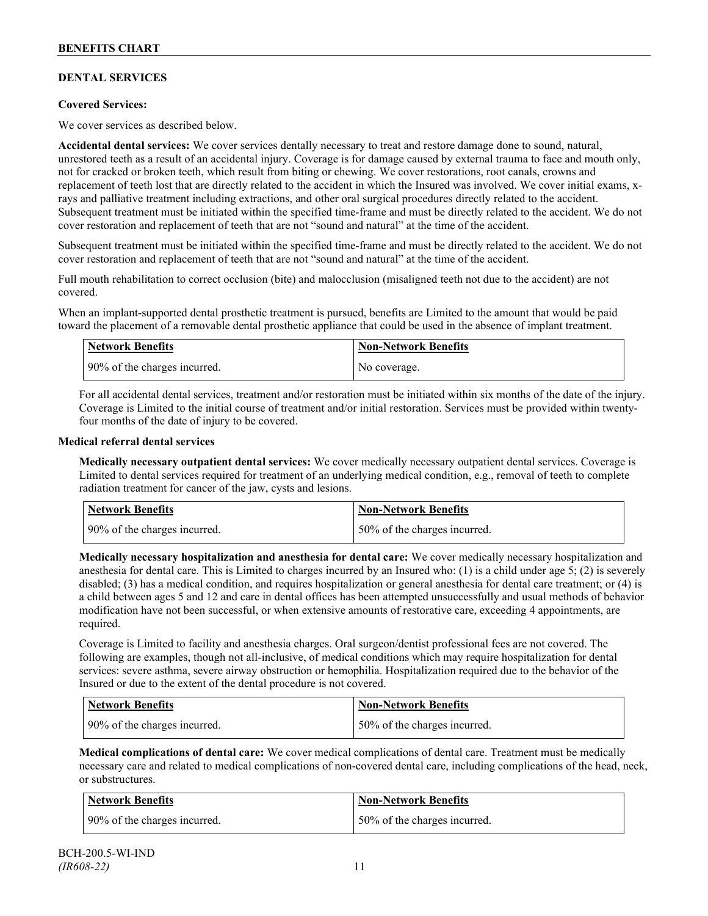## DENTAL SERVICES

### Covered Services:

We cover services as described below.

**Accidental dental services:** We cover services dentally necessary to treat and restore damage done to sound, natural, unrestored teeth as a result of an accidental injury. Coverage is for damage caused by external trauma to face and mouth only, not for cracked or broken teeth, which result from biting or chewing. We cover restorations, root canals, crowns and replacement of teeth lost that are directly related to the accident in which the Insured was involved. We cover initial exams, x-rays and palliative treatment including extractions, and other oral surgical procedures directly related to the accident. Subsequent treatment must be initiated within the specified time-frame and must be directly related to the accident. We do not cover restoration and replacement of teeth that are not "sound and natural" at the time of the accident.

Subsequent treatment must be initiated within the specified time-frame and must be directly related to the accident. We do not cover restoration and replacement of teeth that are not "sound and natural" at the time of the accident.

Full mouth rehabilitation to correct occlusion (bite) and malocclusion (misaligned teeth not due to the accident) are not covered.

When an implant-supported dental prosthetic treatment is pursued, benefits are Limited to the amount that would be paid toward the placement of a removable dental prosthetic appliance that could be used in the absence of implant treatment.

| Network Benefits | Non-Network Benefits |
|---|---|
| 90% of the charges incurred. | No coverage. |

For all accidental dental services, treatment and/or restoration must be initiated within six months of the date of the injury. Coverage is Limited to the initial course of treatment and/or initial restoration. Services must be provided within twenty-four months of the date of injury to be covered.

### Medical referral dental services

**Medically necessary outpatient dental services:** We cover medically necessary outpatient dental services. Coverage is Limited to dental services required for treatment of an underlying medical condition, e.g., removal of teeth to complete radiation treatment for cancer of the jaw, cysts and lesions.

| Network Benefits | Non-Network Benefits |
|---|---|
| 90% of the charges incurred. | 50% of the charges incurred. |

**Medically necessary hospitalization and anesthesia for dental care:** We cover medically necessary hospitalization and anesthesia for dental care. This is Limited to charges incurred by an Insured who: (1) is a child under age 5; (2) is severely disabled; (3) has a medical condition, and requires hospitalization or general anesthesia for dental care treatment; or (4) is a child between ages 5 and 12 and care in dental offices has been attempted unsuccessfully and usual methods of behavior modification have not been successful, or when extensive amounts of restorative care, exceeding 4 appointments, are required.

Coverage is Limited to facility and anesthesia charges. Oral surgeon/dentist professional fees are not covered. The following are examples, though not all-inclusive, of medical conditions which may require hospitalization for dental services: severe asthma, severe airway obstruction or hemophilia. Hospitalization required due to the behavior of the Insured or due to the extent of the dental procedure is not covered.

| Network Benefits | Non-Network Benefits |
|---|---|
| 90% of the charges incurred. | 50% of the charges incurred. |

**Medical complications of dental care:** We cover medical complications of dental care. Treatment must be medically necessary care and related to medical complications of non-covered dental care, including complications of the head, neck, or substructures.

| Network Benefits | Non-Network Benefits |
|---|---|
| 90% of the charges incurred. | 50% of the charges incurred. |

BCH-200.5-WI-IND
*(IR608-22)*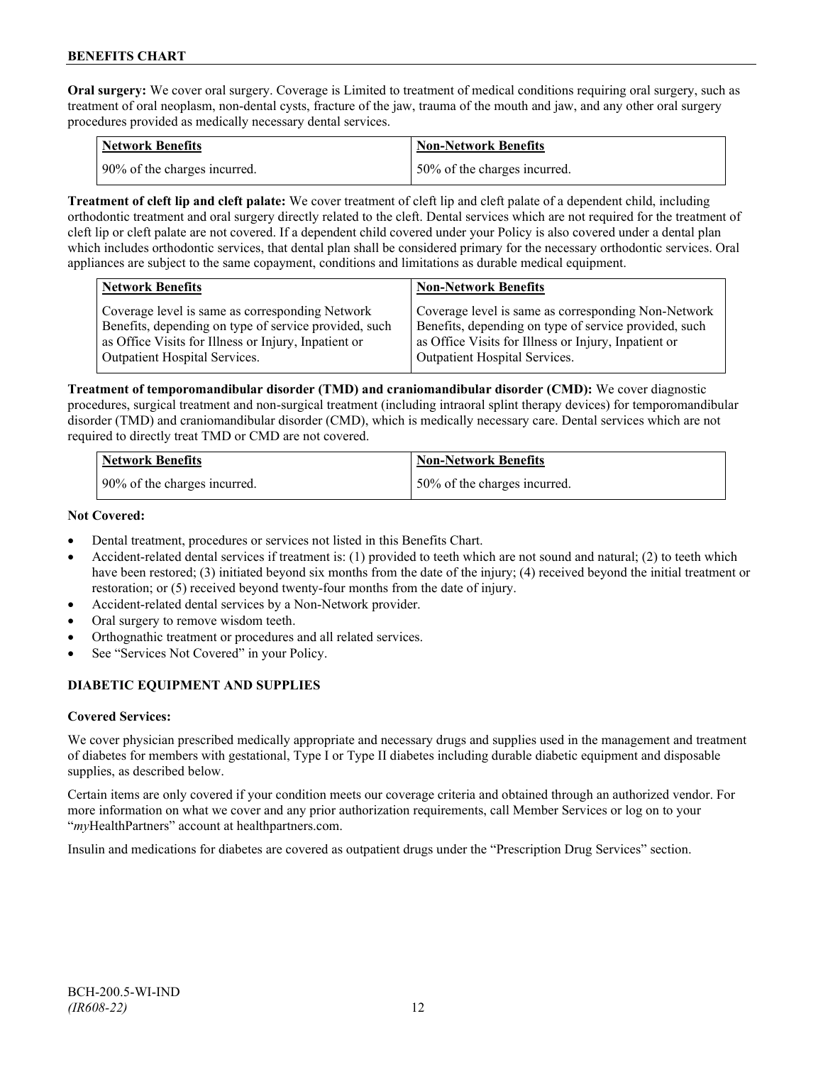**Oral surgery:** We cover oral surgery. Coverage is Limited to treatment of medical conditions requiring oral surgery, such as treatment of oral neoplasm, non-dental cysts, fracture of the jaw, trauma of the mouth and jaw, and any other oral surgery procedures provided as medically necessary dental services.

| Network Benefits | Non-Network Benefits |
|---|---|
| 90% of the charges incurred. | 50% of the charges incurred. |

**Treatment of cleft lip and cleft palate:** We cover treatment of cleft lip and cleft palate of a dependent child, including orthodontic treatment and oral surgery directly related to the cleft. Dental services which are not required for the treatment of cleft lip or cleft palate are not covered. If a dependent child covered under your Policy is also covered under a dental plan which includes orthodontic services, that dental plan shall be considered primary for the necessary orthodontic services. Oral appliances are subject to the same copayment, conditions and limitations as durable medical equipment.

| Network Benefits | Non-Network Benefits |
|---|---|
| Coverage level is same as corresponding Network Benefits, depending on type of service provided, such as Office Visits for Illness or Injury, Inpatient or Outpatient Hospital Services. | Coverage level is same as corresponding Non-Network Benefits, depending on type of service provided, such as Office Visits for Illness or Injury, Inpatient or Outpatient Hospital Services. |

**Treatment of temporomandibular disorder (TMD) and craniomandibular disorder (CMD):** We cover diagnostic procedures, surgical treatment and non-surgical treatment (including intraoral splint therapy devices) for temporomandibular disorder (TMD) and craniomandibular disorder (CMD), which is medically necessary care. Dental services which are not required to directly treat TMD or CMD are not covered.

| Network Benefits | Non-Network Benefits |
|---|---|
| 90% of the charges incurred. | 50% of the charges incurred. |

**Not Covered:**

- Dental treatment, procedures or services not listed in this Benefits Chart.
- Accident-related dental services if treatment is: (1) provided to teeth which are not sound and natural; (2) to teeth which have been restored; (3) initiated beyond six months from the date of the injury; (4) received beyond the initial treatment or restoration; or (5) received beyond twenty-four months from the date of injury.
- Accident-related dental services by a Non-Network provider.
- Oral surgery to remove wisdom teeth.
- Orthognathic treatment or procedures and all related services.
- See "Services Not Covered" in your Policy.

## DIABETIC EQUIPMENT AND SUPPLIES

**Covered Services:**

We cover physician prescribed medically appropriate and necessary drugs and supplies used in the management and treatment of diabetes for members with gestational, Type I or Type II diabetes including durable diabetic equipment and disposable supplies, as described below.

Certain items are only covered if your condition meets our coverage criteria and obtained through an authorized vendor. For more information on what we cover and any prior authorization requirements, call Member Services or log on to your "*my*HealthPartners" account at healthpartners.com.

Insulin and medications for diabetes are covered as outpatient drugs under the "Prescription Drug Services" section.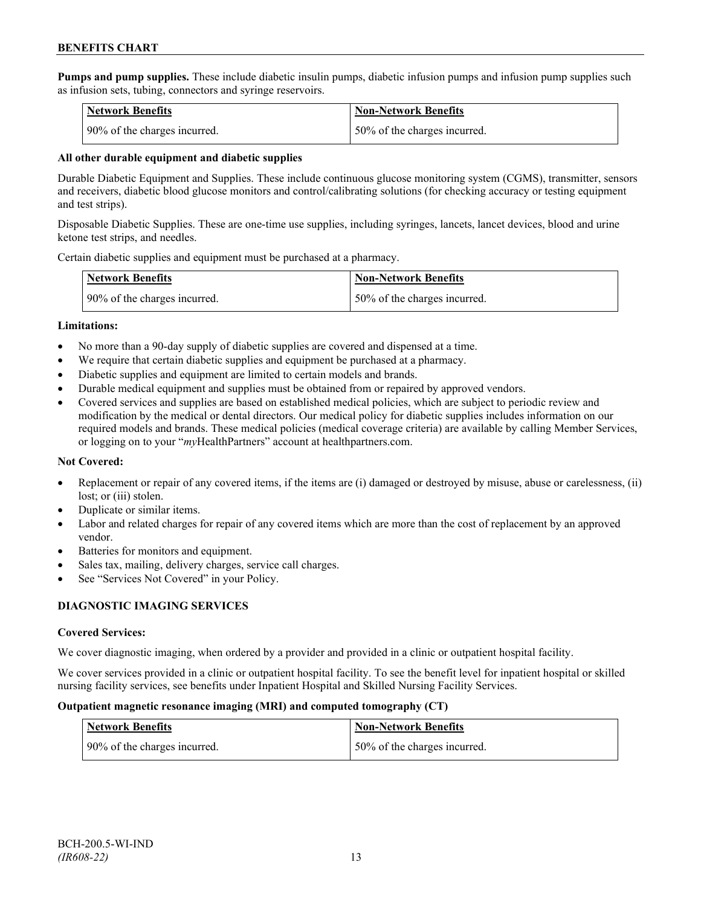**Pumps and pump supplies.** These include diabetic insulin pumps, diabetic infusion pumps and infusion pump supplies such as infusion sets, tubing, connectors and syringe reservoirs.

| Network Benefits | Non-Network Benefits |
|---|---|
| 90% of the charges incurred. | 50% of the charges incurred. |

**All other durable equipment and diabetic supplies**

Durable Diabetic Equipment and Supplies. These include continuous glucose monitoring system (CGMS), transmitter, sensors and receivers, diabetic blood glucose monitors and control/calibrating solutions (for checking accuracy or testing equipment and test strips).

Disposable Diabetic Supplies. These are one-time use supplies, including syringes, lancets, lancet devices, blood and urine ketone test strips, and needles.

Certain diabetic supplies and equipment must be purchased at a pharmacy.

| Network Benefits | Non-Network Benefits |
|---|---|
| 90% of the charges incurred. | 50% of the charges incurred. |

**Limitations:**

- No more than a 90-day supply of diabetic supplies are covered and dispensed at a time.
- We require that certain diabetic supplies and equipment be purchased at a pharmacy.
- Diabetic supplies and equipment are limited to certain models and brands.
- Durable medical equipment and supplies must be obtained from or repaired by approved vendors.
- Covered services and supplies are based on established medical policies, which are subject to periodic review and modification by the medical or dental directors. Our medical policy for diabetic supplies includes information on our required models and brands. These medical policies (medical coverage criteria) are available by calling Member Services, or logging on to your "*my*HealthPartners" account at healthpartners.com.

**Not Covered:**

- Replacement or repair of any covered items, if the items are (i) damaged or destroyed by misuse, abuse or carelessness, (ii) lost; or (iii) stolen.
- Duplicate or similar items.
- Labor and related charges for repair of any covered items which are more than the cost of replacement by an approved vendor.
- Batteries for monitors and equipment.
- Sales tax, mailing, delivery charges, service call charges.
- See "Services Not Covered" in your Policy.

## DIAGNOSTIC IMAGING SERVICES

**Covered Services:**

We cover diagnostic imaging, when ordered by a provider and provided in a clinic or outpatient hospital facility.

We cover services provided in a clinic or outpatient hospital facility. To see the benefit level for inpatient hospital or skilled nursing facility services, see benefits under Inpatient Hospital and Skilled Nursing Facility Services.

**Outpatient magnetic resonance imaging (MRI) and computed tomography (CT)**

| Network Benefits | Non-Network Benefits |
|---|---|
| 90% of the charges incurred. | 50% of the charges incurred. |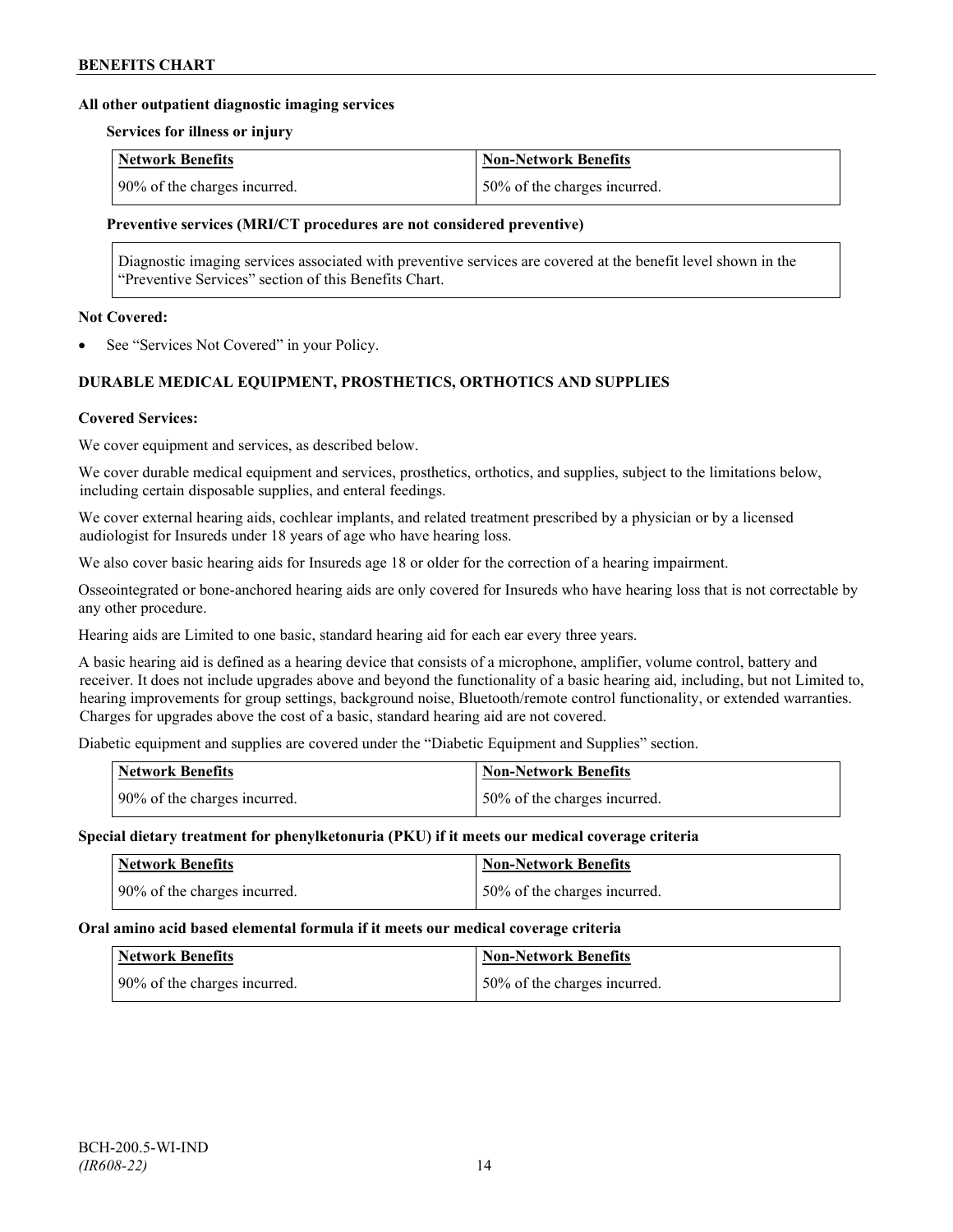**All other outpatient diagnostic imaging services**

**Services for illness or injury**

| Network Benefits | Non-Network Benefits |
|---|---|
| 90% of the charges incurred. | 50% of the charges incurred. |

**Preventive services (MRI/CT procedures are not considered preventive)**

Diagnostic imaging services associated with preventive services are covered at the benefit level shown in the "Preventive Services" section of this Benefits Chart.

**Not Covered:**

- See "Services Not Covered" in your Policy.

## DURABLE MEDICAL EQUIPMENT, PROSTHETICS, ORTHOTICS AND SUPPLIES

**Covered Services:**

We cover equipment and services, as described below.

We cover durable medical equipment and services, prosthetics, orthotics, and supplies, subject to the limitations below, including certain disposable supplies, and enteral feedings.

We cover external hearing aids, cochlear implants, and related treatment prescribed by a physician or by a licensed audiologist for Insureds under 18 years of age who have hearing loss.

We also cover basic hearing aids for Insureds age 18 or older for the correction of a hearing impairment.

Osseointegrated or bone-anchored hearing aids are only covered for Insureds who have hearing loss that is not correctable by any other procedure.

Hearing aids are Limited to one basic, standard hearing aid for each ear every three years.

A basic hearing aid is defined as a hearing device that consists of a microphone, amplifier, volume control, battery and receiver. It does not include upgrades above and beyond the functionality of a basic hearing aid, including, but not Limited to, hearing improvements for group settings, background noise, Bluetooth/remote control functionality, or extended warranties. Charges for upgrades above the cost of a basic, standard hearing aid are not covered.

Diabetic equipment and supplies are covered under the "Diabetic Equipment and Supplies" section.

| Network Benefits | Non-Network Benefits |
|---|---|
| 90% of the charges incurred. | 50% of the charges incurred. |

**Special dietary treatment for phenylketonuria (PKU) if it meets our medical coverage criteria**

| Network Benefits | Non-Network Benefits |
|---|---|
| 90% of the charges incurred. | 50% of the charges incurred. |

**Oral amino acid based elemental formula if it meets our medical coverage criteria**

| Network Benefits | Non-Network Benefits |
|---|---|
| 90% of the charges incurred. | 50% of the charges incurred. |

BCH-200.5-WI-IND
*(IR608-22)*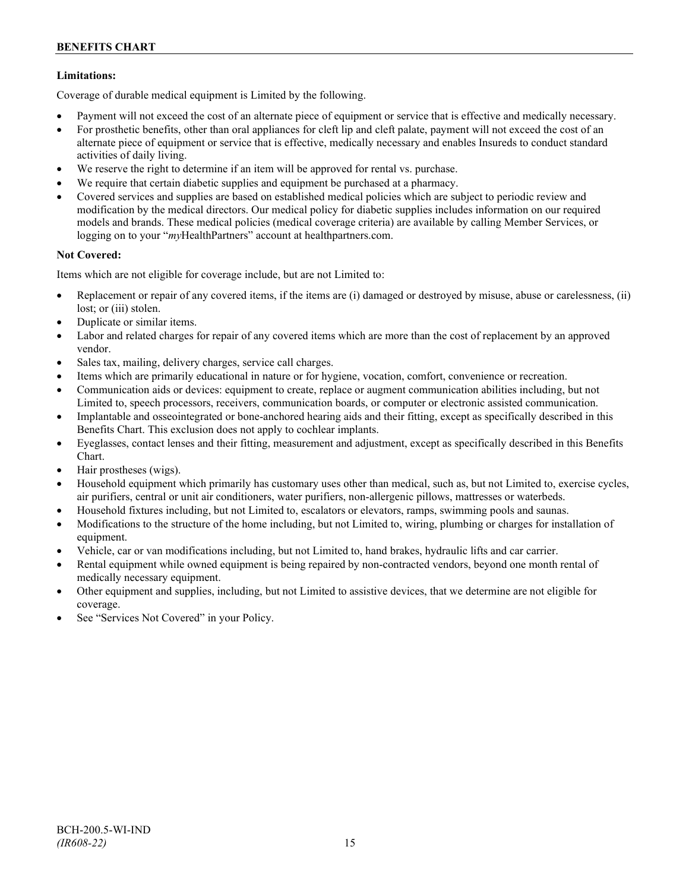**Limitations:**

Coverage of durable medical equipment is Limited by the following.

- Payment will not exceed the cost of an alternate piece of equipment or service that is effective and medically necessary.
- For prosthetic benefits, other than oral appliances for cleft lip and cleft palate, payment will not exceed the cost of an alternate piece of equipment or service that is effective, medically necessary and enables Insureds to conduct standard activities of daily living.
- We reserve the right to determine if an item will be approved for rental vs. purchase.
- We require that certain diabetic supplies and equipment be purchased at a pharmacy.
- Covered services and supplies are based on established medical policies which are subject to periodic review and modification by the medical directors. Our medical policy for diabetic supplies includes information on our required models and brands. These medical policies (medical coverage criteria) are available by calling Member Services, or logging on to your "*my*HealthPartners" account at healthpartners.com.

**Not Covered:**

Items which are not eligible for coverage include, but are not Limited to:

- Replacement or repair of any covered items, if the items are (i) damaged or destroyed by misuse, abuse or carelessness, (ii) lost; or (iii) stolen.
- Duplicate or similar items.
- Labor and related charges for repair of any covered items which are more than the cost of replacement by an approved vendor.
- Sales tax, mailing, delivery charges, service call charges.
- Items which are primarily educational in nature or for hygiene, vocation, comfort, convenience or recreation.
- Communication aids or devices: equipment to create, replace or augment communication abilities including, but not Limited to, speech processors, receivers, communication boards, or computer or electronic assisted communication.
- Implantable and osseointegrated or bone-anchored hearing aids and their fitting, except as specifically described in this Benefits Chart. This exclusion does not apply to cochlear implants.
- Eyeglasses, contact lenses and their fitting, measurement and adjustment, except as specifically described in this Benefits Chart.
- Hair prostheses (wigs).
- Household equipment which primarily has customary uses other than medical, such as, but not Limited to, exercise cycles, air purifiers, central or unit air conditioners, water purifiers, non-allergenic pillows, mattresses or waterbeds.
- Household fixtures including, but not Limited to, escalators or elevators, ramps, swimming pools and saunas.
- Modifications to the structure of the home including, but not Limited to, wiring, plumbing or charges for installation of equipment.
- Vehicle, car or van modifications including, but not Limited to, hand brakes, hydraulic lifts and car carrier.
- Rental equipment while owned equipment is being repaired by non-contracted vendors, beyond one month rental of medically necessary equipment.
- Other equipment and supplies, including, but not Limited to assistive devices, that we determine are not eligible for coverage.
- See "Services Not Covered" in your Policy.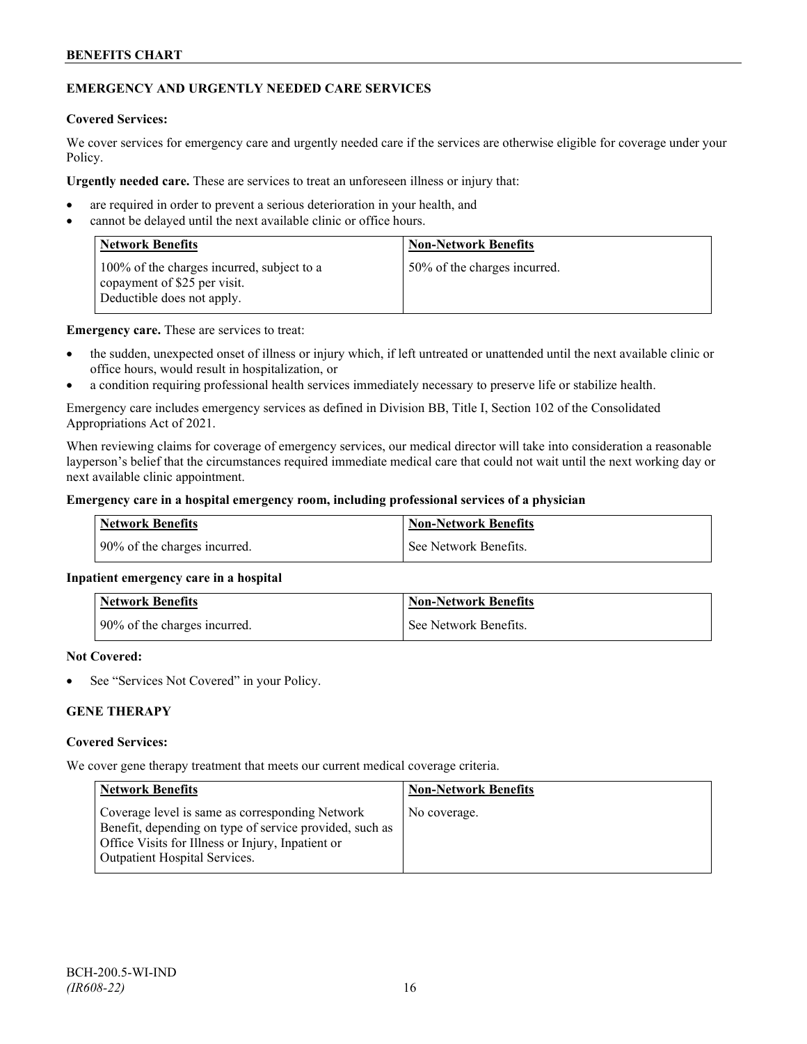## EMERGENCY AND URGENTLY NEEDED CARE SERVICES

**Covered Services:**

We cover services for emergency care and urgently needed care if the services are otherwise eligible for coverage under your Policy.

**Urgently needed care.** These are services to treat an unforeseen illness or injury that:

- are required in order to prevent a serious deterioration in your health, and
- cannot be delayed until the next available clinic or office hours.

| Network Benefits | Non-Network Benefits |
|---|---|
| 100% of the charges incurred, subject to a copayment of $25 per visit. Deductible does not apply. | 50% of the charges incurred. |

**Emergency care.** These are services to treat:

- the sudden, unexpected onset of illness or injury which, if left untreated or unattended until the next available clinic or office hours, would result in hospitalization, or
- a condition requiring professional health services immediately necessary to preserve life or stabilize health.

Emergency care includes emergency services as defined in Division BB, Title I, Section 102 of the Consolidated Appropriations Act of 2021.

When reviewing claims for coverage of emergency services, our medical director will take into consideration a reasonable layperson's belief that the circumstances required immediate medical care that could not wait until the next working day or next available clinic appointment.

**Emergency care in a hospital emergency room, including professional services of a physician**

| Network Benefits | Non-Network Benefits |
|---|---|
| 90% of the charges incurred. | See Network Benefits. |

**Inpatient emergency care in a hospital**

| Network Benefits | Non-Network Benefits |
|---|---|
| 90% of the charges incurred. | See Network Benefits. |

**Not Covered:**

- See "Services Not Covered" in your Policy.

## GENE THERAPY

**Covered Services:**

We cover gene therapy treatment that meets our current medical coverage criteria.

| Network Benefits | Non-Network Benefits |
|---|---|
| Coverage level is same as corresponding Network Benefit, depending on type of service provided, such as Office Visits for Illness or Injury, Inpatient or Outpatient Hospital Services. | No coverage. |

BCH-200.5-WI-IND
*(IR608-22)*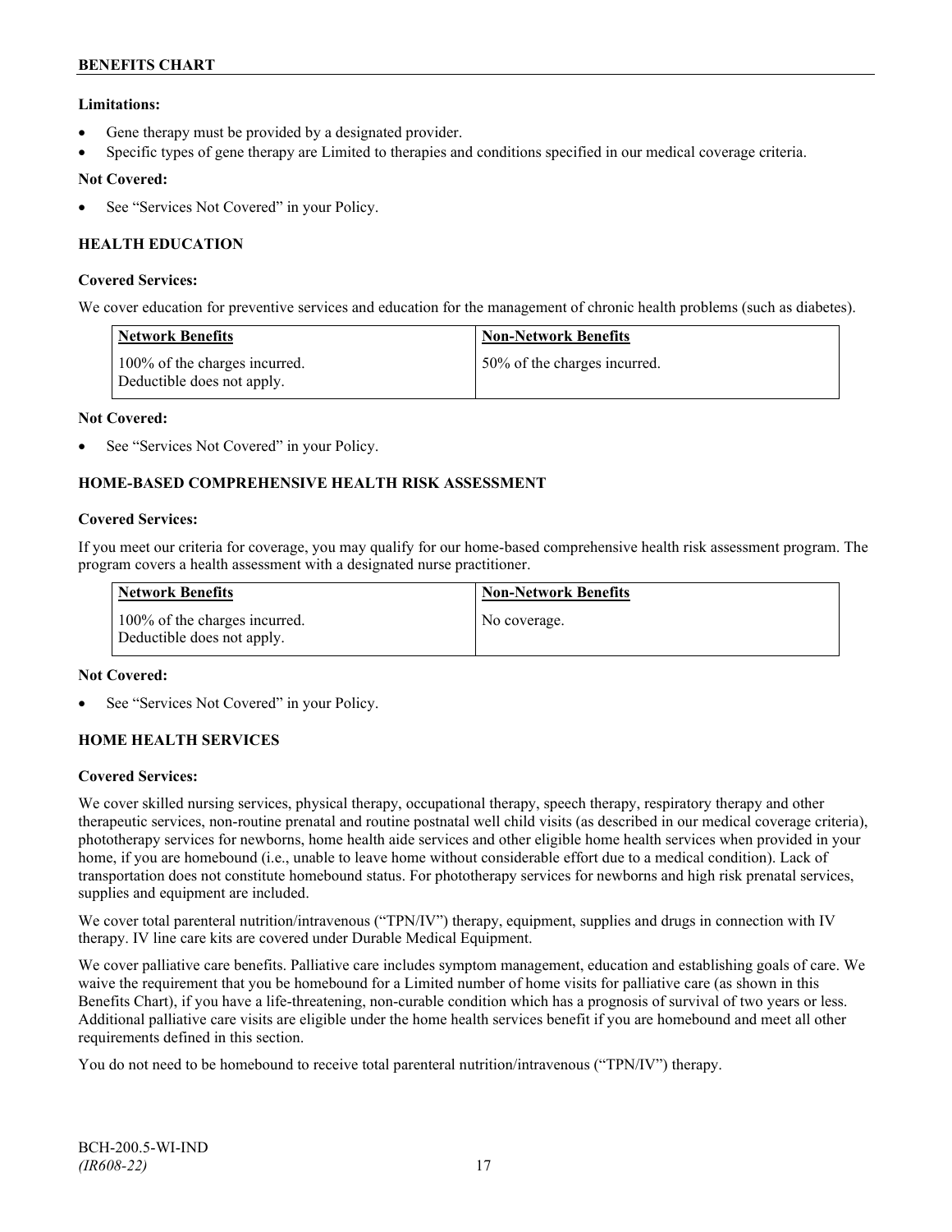**Limitations:**

- Gene therapy must be provided by a designated provider.
- Specific types of gene therapy are Limited to therapies and conditions specified in our medical coverage criteria.

**Not Covered:**

- See "Services Not Covered" in your Policy.

### HEALTH EDUCATION

**Covered Services:**

We cover education for preventive services and education for the management of chronic health problems (such as diabetes).

| Network Benefits | Non-Network Benefits |
| --- | --- |
| 100% of the charges incurred. Deductible does not apply. | 50% of the charges incurred. |

**Not Covered:**

- See "Services Not Covered" in your Policy.

### HOME-BASED COMPREHENSIVE HEALTH RISK ASSESSMENT

**Covered Services:**

If you meet our criteria for coverage, you may qualify for our home-based comprehensive health risk assessment program. The program covers a health assessment with a designated nurse practitioner.

| Network Benefits | Non-Network Benefits |
| --- | --- |
| 100% of the charges incurred. Deductible does not apply. | No coverage. |

**Not Covered:**

- See "Services Not Covered" in your Policy.

### HOME HEALTH SERVICES

**Covered Services:**

We cover skilled nursing services, physical therapy, occupational therapy, speech therapy, respiratory therapy and other therapeutic services, non-routine prenatal and routine postnatal well child visits (as described in our medical coverage criteria), phototherapy services for newborns, home health aide services and other eligible home health services when provided in your home, if you are homebound (i.e., unable to leave home without considerable effort due to a medical condition). Lack of transportation does not constitute homebound status. For phototherapy services for newborns and high risk prenatal services, supplies and equipment are included.

We cover total parenteral nutrition/intravenous ("TPN/IV") therapy, equipment, supplies and drugs in connection with IV therapy. IV line care kits are covered under Durable Medical Equipment.

We cover palliative care benefits. Palliative care includes symptom management, education and establishing goals of care. We waive the requirement that you be homebound for a Limited number of home visits for palliative care (as shown in this Benefits Chart), if you have a life-threatening, non-curable condition which has a prognosis of survival of two years or less. Additional palliative care visits are eligible under the home health services benefit if you are homebound and meet all other requirements defined in this section.

You do not need to be homebound to receive total parenteral nutrition/intravenous ("TPN/IV") therapy.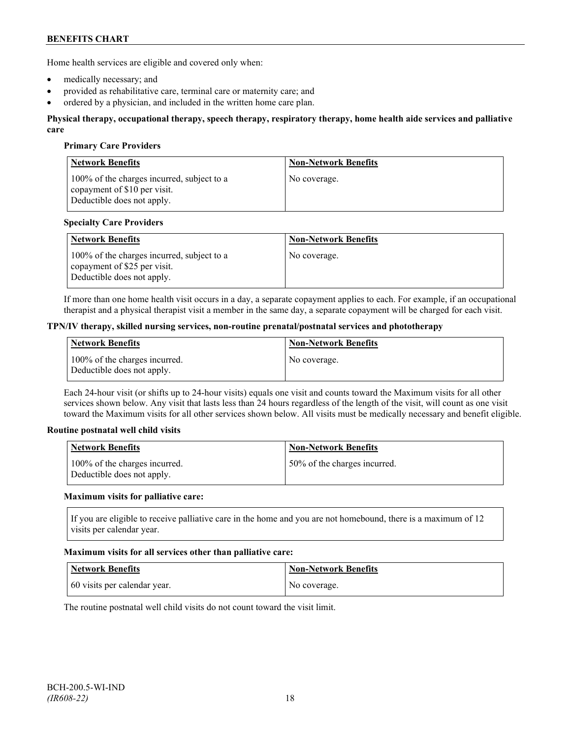Home health services are eligible and covered only when:

- medically necessary; and
- provided as rehabilitative care, terminal care or maternity care; and
- ordered by a physician, and included in the written home care plan.

**Physical therapy, occupational therapy, speech therapy, respiratory therapy, home health aide services and palliative care**

**Primary Care Providers**

| Network Benefits | Non-Network Benefits |
| --- | --- |
| 100% of the charges incurred, subject to a copayment of $10 per visit. Deductible does not apply. | No coverage. |

**Specialty Care Providers**

| Network Benefits | Non-Network Benefits |
| --- | --- |
| 100% of the charges incurred, subject to a copayment of $25 per visit. Deductible does not apply. | No coverage. |

If more than one home health visit occurs in a day, a separate copayment applies to each. For example, if an occupational therapist and a physical therapist visit a member in the same day, a separate copayment will be charged for each visit.

**TPN/IV therapy, skilled nursing services, non-routine prenatal/postnatal services and phototherapy**

| Network Benefits | Non-Network Benefits |
| --- | --- |
| 100% of the charges incurred. Deductible does not apply. | No coverage. |

Each 24-hour visit (or shifts up to 24-hour visits) equals one visit and counts toward the Maximum visits for all other services shown below. Any visit that lasts less than 24 hours regardless of the length of the visit, will count as one visit toward the Maximum visits for all other services shown below. All visits must be medically necessary and benefit eligible.

**Routine postnatal well child visits**

| Network Benefits | Non-Network Benefits |
| --- | --- |
| 100% of the charges incurred. Deductible does not apply. | 50% of the charges incurred. |

**Maximum visits for palliative care:**

If you are eligible to receive palliative care in the home and you are not homebound, there is a maximum of 12 visits per calendar year.

**Maximum visits for all services other than palliative care:**

| Network Benefits | Non-Network Benefits |
| --- | --- |
| 60 visits per calendar year. | No coverage. |

The routine postnatal well child visits do not count toward the visit limit.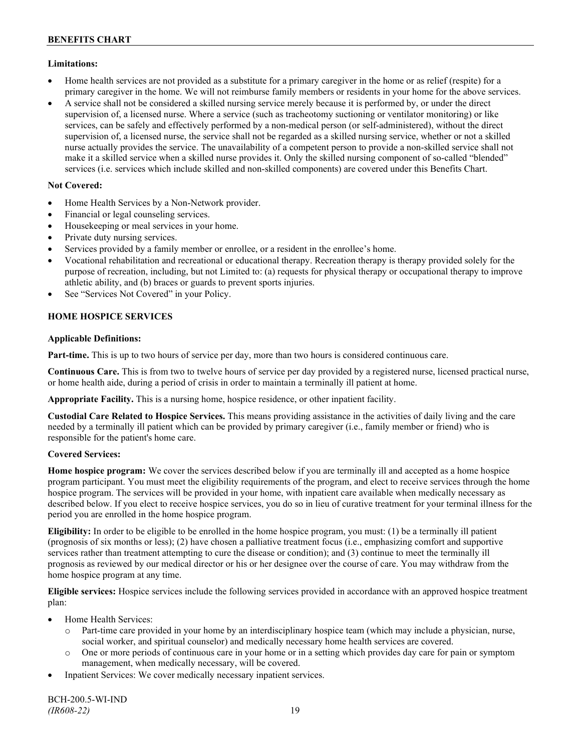**Limitations:**

- Home health services are not provided as a substitute for a primary caregiver in the home or as relief (respite) for a primary caregiver in the home. We will not reimburse family members or residents in your home for the above services.
- A service shall not be considered a skilled nursing service merely because it is performed by, or under the direct supervision of, a licensed nurse. Where a service (such as tracheotomy suctioning or ventilator monitoring) or like services, can be safely and effectively performed by a non-medical person (or self-administered), without the direct supervision of, a licensed nurse, the service shall not be regarded as a skilled nursing service, whether or not a skilled nurse actually provides the service. The unavailability of a competent person to provide a non-skilled service shall not make it a skilled service when a skilled nurse provides it. Only the skilled nursing component of so-called "blended" services (i.e. services which include skilled and non-skilled components) are covered under this Benefits Chart.

**Not Covered:**

- Home Health Services by a Non-Network provider.
- Financial or legal counseling services.
- Housekeeping or meal services in your home.
- Private duty nursing services.
- Services provided by a family member or enrollee, or a resident in the enrollee's home.
- Vocational rehabilitation and recreational or educational therapy. Recreation therapy is therapy provided solely for the purpose of recreation, including, but not Limited to: (a) requests for physical therapy or occupational therapy to improve athletic ability, and (b) braces or guards to prevent sports injuries.
- See "Services Not Covered" in your Policy.

## HOME HOSPICE SERVICES

**Applicable Definitions:**

**Part-time.** This is up to two hours of service per day, more than two hours is considered continuous care.

**Continuous Care.** This is from two to twelve hours of service per day provided by a registered nurse, licensed practical nurse, or home health aide, during a period of crisis in order to maintain a terminally ill patient at home.

**Appropriate Facility.** This is a nursing home, hospice residence, or other inpatient facility.

**Custodial Care Related to Hospice Services.** This means providing assistance in the activities of daily living and the care needed by a terminally ill patient which can be provided by primary caregiver (i.e., family member or friend) who is responsible for the patient's home care.

**Covered Services:**

**Home hospice program:** We cover the services described below if you are terminally ill and accepted as a home hospice program participant. You must meet the eligibility requirements of the program, and elect to receive services through the home hospice program. The services will be provided in your home, with inpatient care available when medically necessary as described below. If you elect to receive hospice services, you do so in lieu of curative treatment for your terminal illness for the period you are enrolled in the home hospice program.

**Eligibility:** In order to be eligible to be enrolled in the home hospice program, you must: (1) be a terminally ill patient (prognosis of six months or less); (2) have chosen a palliative treatment focus (i.e., emphasizing comfort and supportive services rather than treatment attempting to cure the disease or condition); and (3) continue to meet the terminally ill prognosis as reviewed by our medical director or his or her designee over the course of care. You may withdraw from the home hospice program at any time.

**Eligible services:** Hospice services include the following services provided in accordance with an approved hospice treatment plan:

- Home Health Services:
  - Part-time care provided in your home by an interdisciplinary hospice team (which may include a physician, nurse, social worker, and spiritual counselor) and medically necessary home health services are covered.
  - One or more periods of continuous care in your home or in a setting which provides day care for pain or symptom management, when medically necessary, will be covered.
- Inpatient Services: We cover medically necessary inpatient services.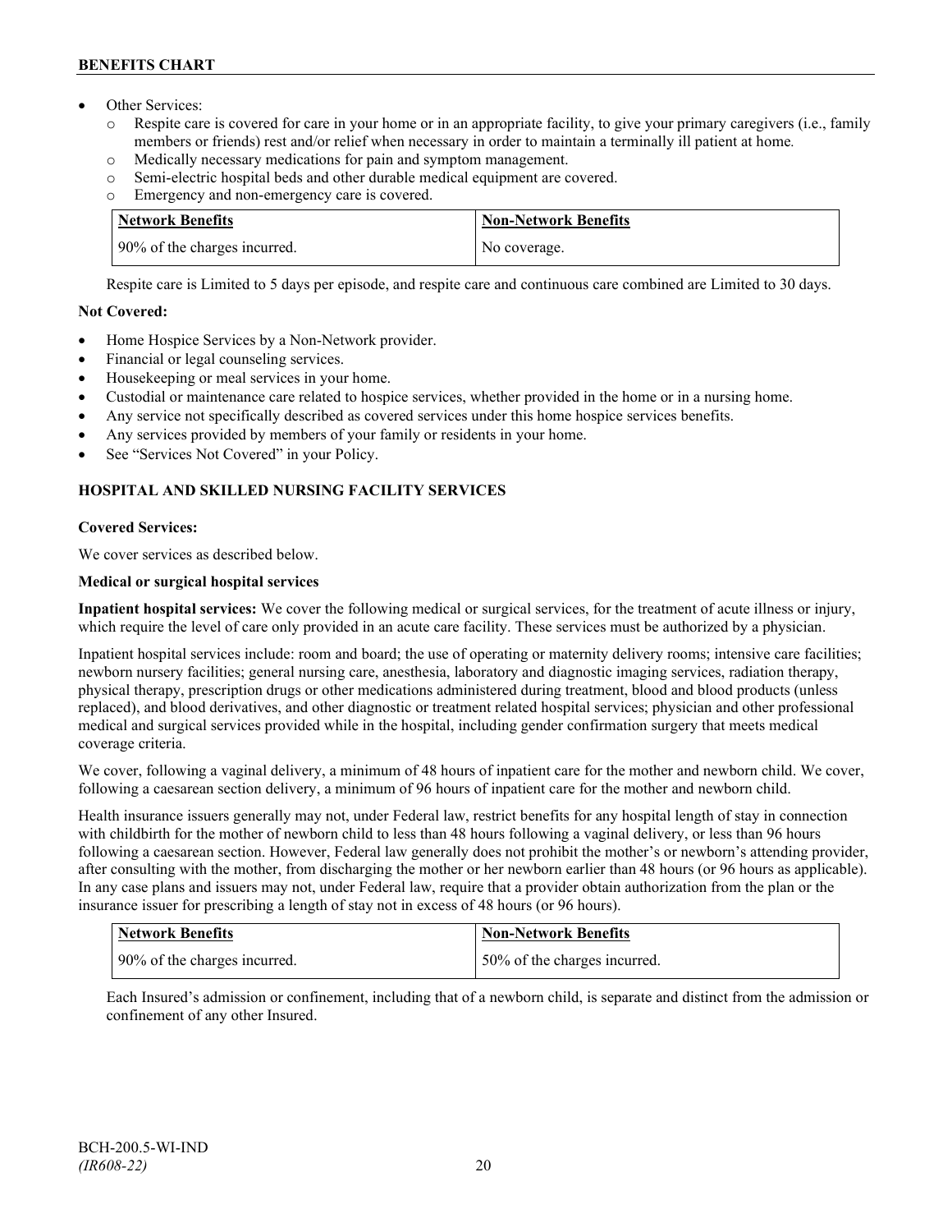- Other Services:
  - Respite care is covered for care in your home or in an appropriate facility, to give your primary caregivers (i.e., family members or friends) rest and/or relief when necessary in order to maintain a terminally ill patient at home.
  - Medically necessary medications for pain and symptom management.
  - Semi-electric hospital beds and other durable medical equipment are covered.
  - Emergency and non-emergency care is covered.

| Network Benefits | Non-Network Benefits |
|---|---|
| 90% of the charges incurred. | No coverage. |

Respite care is Limited to 5 days per episode, and respite care and continuous care combined are Limited to 30 days.

**Not Covered:**

- Home Hospice Services by a Non-Network provider.
- Financial or legal counseling services.
- Housekeeping or meal services in your home.
- Custodial or maintenance care related to hospice services, whether provided in the home or in a nursing home.
- Any service not specifically described as covered services under this home hospice services benefits.
- Any services provided by members of your family or residents in your home.
- See "Services Not Covered" in your Policy.

## HOSPITAL AND SKILLED NURSING FACILITY SERVICES

**Covered Services:**

We cover services as described below.

**Medical or surgical hospital services**

**Inpatient hospital services:** We cover the following medical or surgical services, for the treatment of acute illness or injury, which require the level of care only provided in an acute care facility. These services must be authorized by a physician.

Inpatient hospital services include: room and board; the use of operating or maternity delivery rooms; intensive care facilities; newborn nursery facilities; general nursing care, anesthesia, laboratory and diagnostic imaging services, radiation therapy, physical therapy, prescription drugs or other medications administered during treatment, blood and blood products (unless replaced), and blood derivatives, and other diagnostic or treatment related hospital services; physician and other professional medical and surgical services provided while in the hospital, including gender confirmation surgery that meets medical coverage criteria.

We cover, following a vaginal delivery, a minimum of 48 hours of inpatient care for the mother and newborn child. We cover, following a caesarean section delivery, a minimum of 96 hours of inpatient care for the mother and newborn child.

Health insurance issuers generally may not, under Federal law, restrict benefits for any hospital length of stay in connection with childbirth for the mother of newborn child to less than 48 hours following a vaginal delivery, or less than 96 hours following a caesarean section. However, Federal law generally does not prohibit the mother's or newborn's attending provider, after consulting with the mother, from discharging the mother or her newborn earlier than 48 hours (or 96 hours as applicable). In any case plans and issuers may not, under Federal law, require that a provider obtain authorization from the plan or the insurance issuer for prescribing a length of stay not in excess of 48 hours (or 96 hours).

| Network Benefits | Non-Network Benefits |
|---|---|
| 90% of the charges incurred. | 50% of the charges incurred. |

Each Insured's admission or confinement, including that of a newborn child, is separate and distinct from the admission or confinement of any other Insured.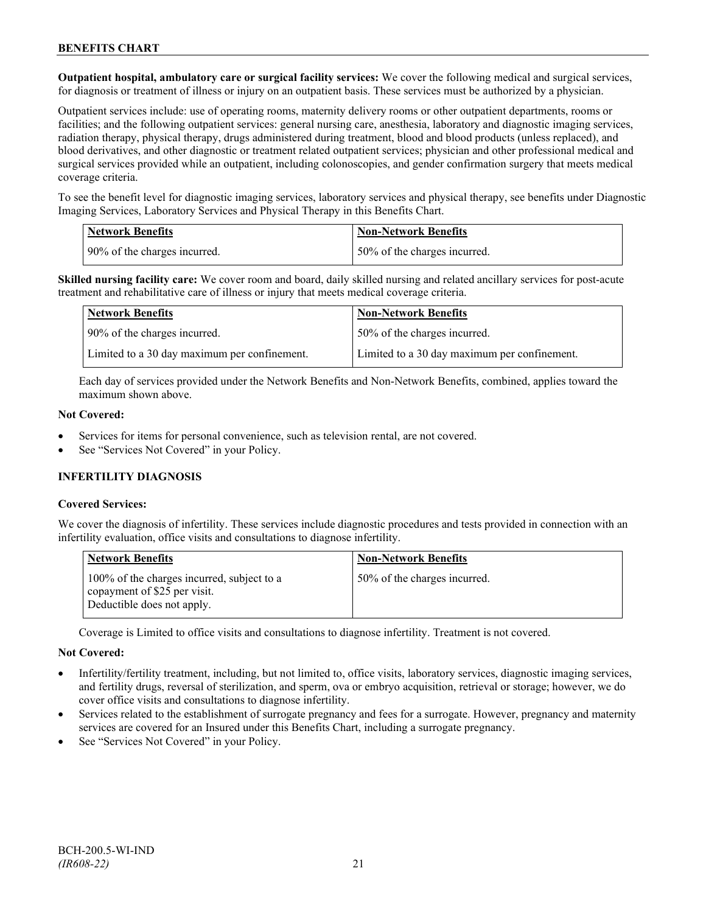**Outpatient hospital, ambulatory care or surgical facility services:** We cover the following medical and surgical services, for diagnosis or treatment of illness or injury on an outpatient basis. These services must be authorized by a physician.

Outpatient services include: use of operating rooms, maternity delivery rooms or other outpatient departments, rooms or facilities; and the following outpatient services: general nursing care, anesthesia, laboratory and diagnostic imaging services, radiation therapy, physical therapy, drugs administered during treatment, blood and blood products (unless replaced), and blood derivatives, and other diagnostic or treatment related outpatient services; physician and other professional medical and surgical services provided while an outpatient, including colonoscopies, and gender confirmation surgery that meets medical coverage criteria.

To see the benefit level for diagnostic imaging services, laboratory services and physical therapy, see benefits under Diagnostic Imaging Services, Laboratory Services and Physical Therapy in this Benefits Chart.

| Network Benefits | Non-Network Benefits |
|---|---|
| 90% of the charges incurred. | 50% of the charges incurred. |

**Skilled nursing facility care:** We cover room and board, daily skilled nursing and related ancillary services for post-acute treatment and rehabilitative care of illness or injury that meets medical coverage criteria.

| Network Benefits | Non-Network Benefits |
|---|---|
| 90% of the charges incurred. | 50% of the charges incurred. |
| Limited to a 30 day maximum per confinement. | Limited to a 30 day maximum per confinement. |

Each day of services provided under the Network Benefits and Non-Network Benefits, combined, applies toward the maximum shown above.

**Not Covered:**

- Services for items for personal convenience, such as television rental, are not covered.
- See "Services Not Covered" in your Policy.

### INFERTILITY DIAGNOSIS

**Covered Services:**

We cover the diagnosis of infertility. These services include diagnostic procedures and tests provided in connection with an infertility evaluation, office visits and consultations to diagnose infertility.

| Network Benefits | Non-Network Benefits |
|---|---|
| 100% of the charges incurred, subject to a copayment of $25 per visit. Deductible does not apply. | 50% of the charges incurred. |

Coverage is Limited to office visits and consultations to diagnose infertility. Treatment is not covered.

**Not Covered:**

- Infertility/fertility treatment, including, but not limited to, office visits, laboratory services, diagnostic imaging services, and fertility drugs, reversal of sterilization, and sperm, ova or embryo acquisition, retrieval or storage; however, we do cover office visits and consultations to diagnose infertility.
- Services related to the establishment of surrogate pregnancy and fees for a surrogate. However, pregnancy and maternity services are covered for an Insured under this Benefits Chart, including a surrogate pregnancy.
- See "Services Not Covered" in your Policy.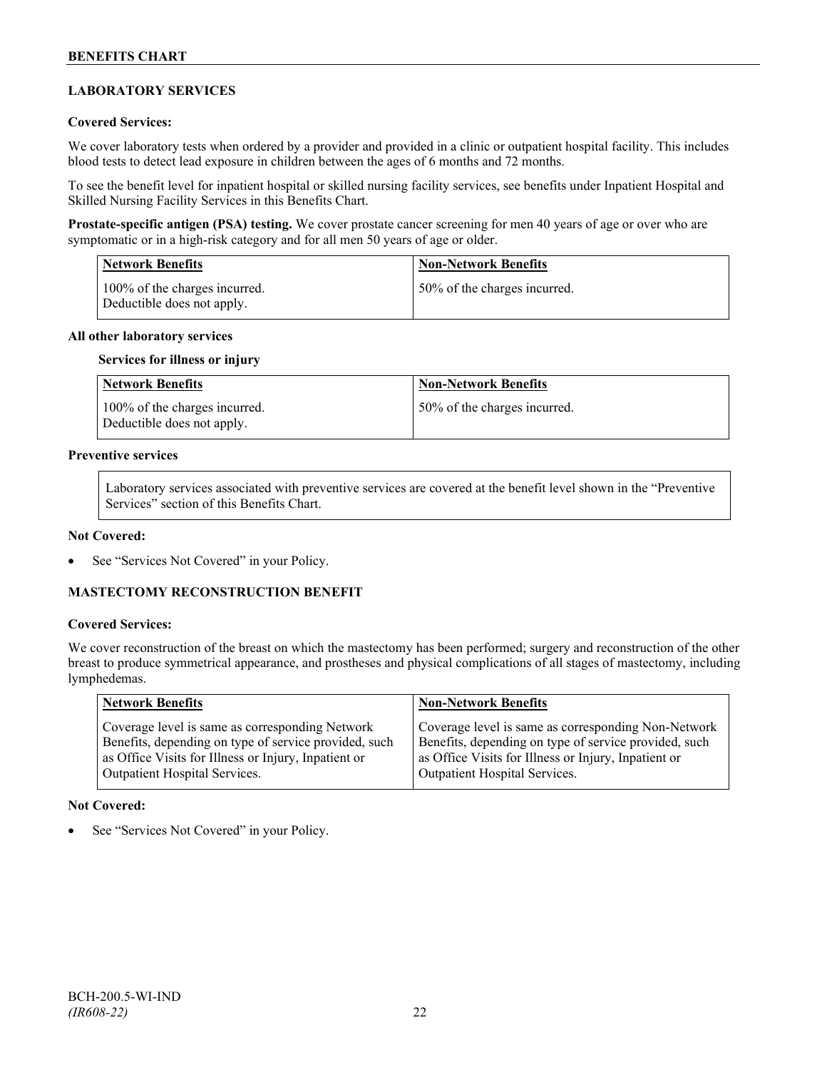## LABORATORY SERVICES

**Covered Services:**

We cover laboratory tests when ordered by a provider and provided in a clinic or outpatient hospital facility. This includes blood tests to detect lead exposure in children between the ages of 6 months and 72 months.

To see the benefit level for inpatient hospital or skilled nursing facility services, see benefits under Inpatient Hospital and Skilled Nursing Facility Services in this Benefits Chart.

**Prostate-specific antigen (PSA) testing.** We cover prostate cancer screening for men 40 years of age or over who are symptomatic or in a high-risk category and for all men 50 years of age or older.

| Network Benefits | Non-Network Benefits |
|---|---|
| 100% of the charges incurred. Deductible does not apply. | 50% of the charges incurred. |

**All other laboratory services**

**Services for illness or injury**

| Network Benefits | Non-Network Benefits |
|---|---|
| 100% of the charges incurred. Deductible does not apply. | 50% of the charges incurred. |

**Preventive services**

Laboratory services associated with preventive services are covered at the benefit level shown in the "Preventive Services" section of this Benefits Chart.

**Not Covered:**

- See "Services Not Covered" in your Policy.

## MASTECTOMY RECONSTRUCTION BENEFIT

**Covered Services:**

We cover reconstruction of the breast on which the mastectomy has been performed; surgery and reconstruction of the other breast to produce symmetrical appearance, and prostheses and physical complications of all stages of mastectomy, including lymphedemas.

| Network Benefits | Non-Network Benefits |
|---|---|
| Coverage level is same as corresponding Network Benefits, depending on type of service provided, such as Office Visits for Illness or Injury, Inpatient or Outpatient Hospital Services. | Coverage level is same as corresponding Non-Network Benefits, depending on type of service provided, such as Office Visits for Illness or Injury, Inpatient or Outpatient Hospital Services. |

**Not Covered:**

- See "Services Not Covered" in your Policy.

BCH-200.5-WI-IND
*(IR608-22)*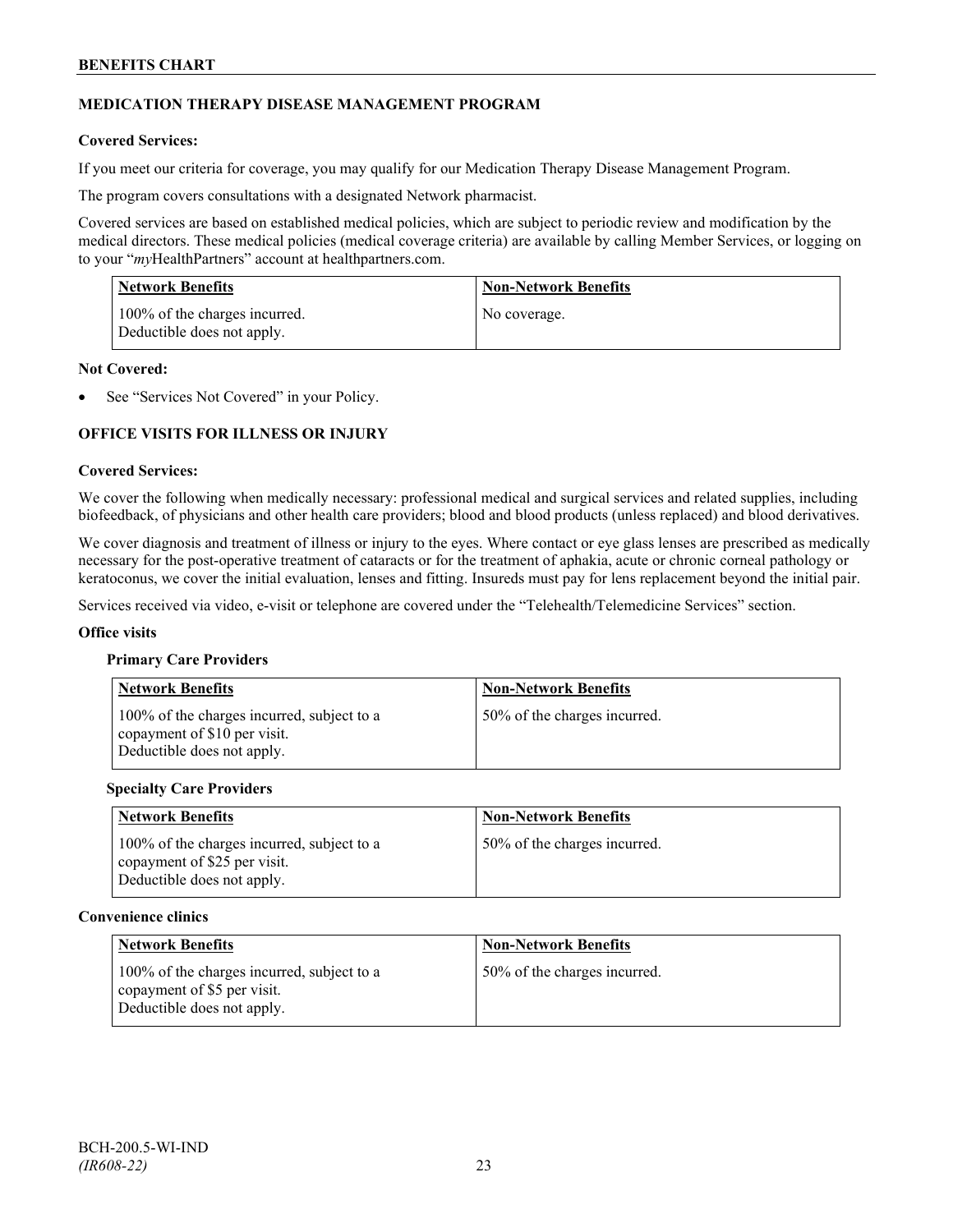## MEDICATION THERAPY DISEASE MANAGEMENT PROGRAM

**Covered Services:**

If you meet our criteria for coverage, you may qualify for our Medication Therapy Disease Management Program.

The program covers consultations with a designated Network pharmacist.

Covered services are based on established medical policies, which are subject to periodic review and modification by the medical directors. These medical policies (medical coverage criteria) are available by calling Member Services, or logging on to your "*my*HealthPartners" account at healthpartners.com.

| Network Benefits | Non-Network Benefits |
|---|---|
| 100% of the charges incurred. Deductible does not apply. | No coverage. |

**Not Covered:**

- See "Services Not Covered" in your Policy.

## OFFICE VISITS FOR ILLNESS OR INJURY

**Covered Services:**

We cover the following when medically necessary: professional medical and surgical services and related supplies, including biofeedback, of physicians and other health care providers; blood and blood products (unless replaced) and blood derivatives.

We cover diagnosis and treatment of illness or injury to the eyes. Where contact or eye glass lenses are prescribed as medically necessary for the post-operative treatment of cataracts or for the treatment of aphakia, acute or chronic corneal pathology or keratoconus, we cover the initial evaluation, lenses and fitting. Insureds must pay for lens replacement beyond the initial pair.

Services received via video, e-visit or telephone are covered under the "Telehealth/Telemedicine Services" section.

**Office visits**

**Primary Care Providers**

| Network Benefits | Non-Network Benefits |
|---|---|
| 100% of the charges incurred, subject to a copayment of $10 per visit. Deductible does not apply. | 50% of the charges incurred. |

**Specialty Care Providers**

| Network Benefits | Non-Network Benefits |
|---|---|
| 100% of the charges incurred, subject to a copayment of $25 per visit. Deductible does not apply. | 50% of the charges incurred. |

**Convenience clinics**

| Network Benefits | Non-Network Benefits |
|---|---|
| 100% of the charges incurred, subject to a copayment of $5 per visit. Deductible does not apply. | 50% of the charges incurred. |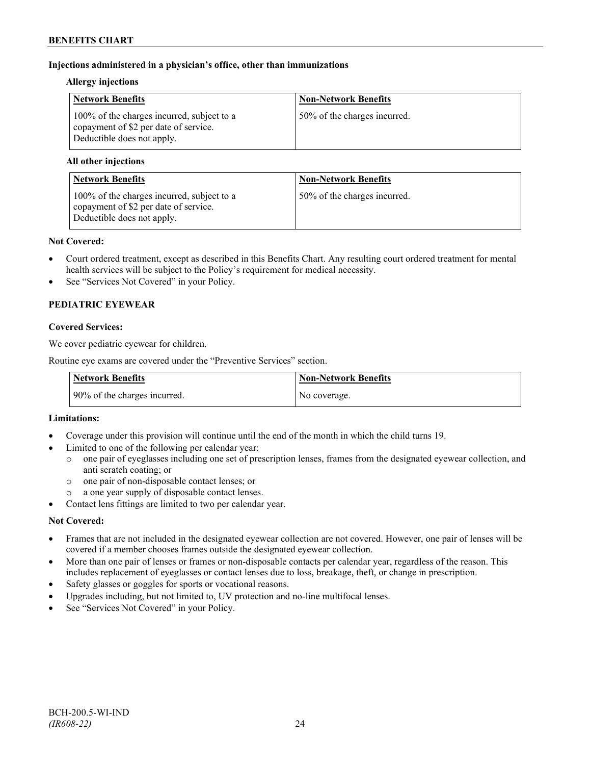**Injections administered in a physician's office, other than immunizations**

**Allergy injections**

| Network Benefits | Non-Network Benefits |
|---|---|
| 100% of the charges incurred, subject to a copayment of $2 per date of service. Deductible does not apply. | 50% of the charges incurred. |

**All other injections**

| Network Benefits | Non-Network Benefits |
|---|---|
| 100% of the charges incurred, subject to a copayment of $2 per date of service. Deductible does not apply. | 50% of the charges incurred. |

**Not Covered:**

- Court ordered treatment, except as described in this Benefits Chart. Any resulting court ordered treatment for mental health services will be subject to the Policy's requirement for medical necessity.
- See "Services Not Covered" in your Policy.

**PEDIATRIC EYEWEAR**

**Covered Services:**

We cover pediatric eyewear for children.

Routine eye exams are covered under the "Preventive Services" section.

| Network Benefits | Non-Network Benefits |
|---|---|
| 90% of the charges incurred. | No coverage. |

**Limitations:**

- Coverage under this provision will continue until the end of the month in which the child turns 19.
- Limited to one of the following per calendar year:
  - one pair of eyeglasses including one set of prescription lenses, frames from the designated eyewear collection, and anti scratch coating; or
  - one pair of non-disposable contact lenses; or
  - a one year supply of disposable contact lenses.
- Contact lens fittings are limited to two per calendar year.

**Not Covered:**

- Frames that are not included in the designated eyewear collection are not covered. However, one pair of lenses will be covered if a member chooses frames outside the designated eyewear collection.
- More than one pair of lenses or frames or non-disposable contacts per calendar year, regardless of the reason. This includes replacement of eyeglasses or contact lenses due to loss, breakage, theft, or change in prescription.
- Safety glasses or goggles for sports or vocational reasons.
- Upgrades including, but not limited to, UV protection and no-line multifocal lenses.
- See "Services Not Covered" in your Policy.

BCH-200.5-WI-IND
*(IR608-22)*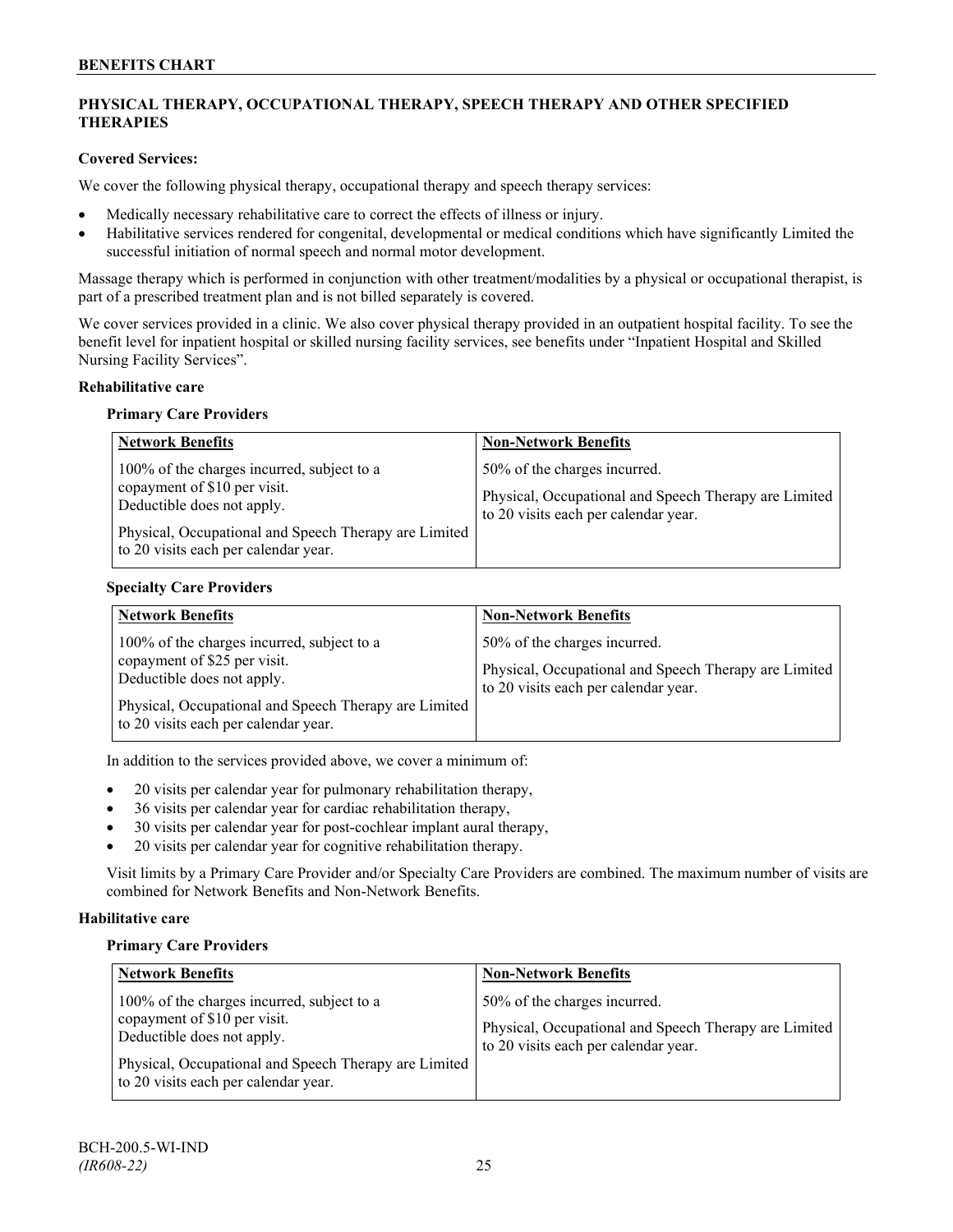## PHYSICAL THERAPY, OCCUPATIONAL THERAPY, SPEECH THERAPY AND OTHER SPECIFIED THERAPIES

**Covered Services:**

We cover the following physical therapy, occupational therapy and speech therapy services:

- Medically necessary rehabilitative care to correct the effects of illness or injury.
- Habilitative services rendered for congenital, developmental or medical conditions which have significantly Limited the successful initiation of normal speech and normal motor development.

Massage therapy which is performed in conjunction with other treatment/modalities by a physical or occupational therapist, is part of a prescribed treatment plan and is not billed separately is covered.

We cover services provided in a clinic. We also cover physical therapy provided in an outpatient hospital facility. To see the benefit level for inpatient hospital or skilled nursing facility services, see benefits under "Inpatient Hospital and Skilled Nursing Facility Services".

**Rehabilitative care**

**Primary Care Providers**

| Network Benefits | Non-Network Benefits |
|---|---|
| 100% of the charges incurred, subject to a copayment of $10 per visit. Deductible does not apply.<br><br>Physical, Occupational and Speech Therapy are Limited to 20 visits each per calendar year. | 50% of the charges incurred.<br><br>Physical, Occupational and Speech Therapy are Limited to 20 visits each per calendar year. |

**Specialty Care Providers**

| Network Benefits | Non-Network Benefits |
|---|---|
| 100% of the charges incurred, subject to a copayment of $25 per visit. Deductible does not apply.<br><br>Physical, Occupational and Speech Therapy are Limited to 20 visits each per calendar year. | 50% of the charges incurred.<br><br>Physical, Occupational and Speech Therapy are Limited to 20 visits each per calendar year. |

In addition to the services provided above, we cover a minimum of:

- 20 visits per calendar year for pulmonary rehabilitation therapy,
- 36 visits per calendar year for cardiac rehabilitation therapy,
- 30 visits per calendar year for post-cochlear implant aural therapy,
- 20 visits per calendar year for cognitive rehabilitation therapy.

Visit limits by a Primary Care Provider and/or Specialty Care Providers are combined. The maximum number of visits are combined for Network Benefits and Non-Network Benefits.

**Habilitative care**

**Primary Care Providers**

| Network Benefits | Non-Network Benefits |
|---|---|
| 100% of the charges incurred, subject to a copayment of $10 per visit. Deductible does not apply.<br><br>Physical, Occupational and Speech Therapy are Limited to 20 visits each per calendar year. | 50% of the charges incurred.<br><br>Physical, Occupational and Speech Therapy are Limited to 20 visits each per calendar year. |

BCH-200.5-WI-IND
*(IR608-22)*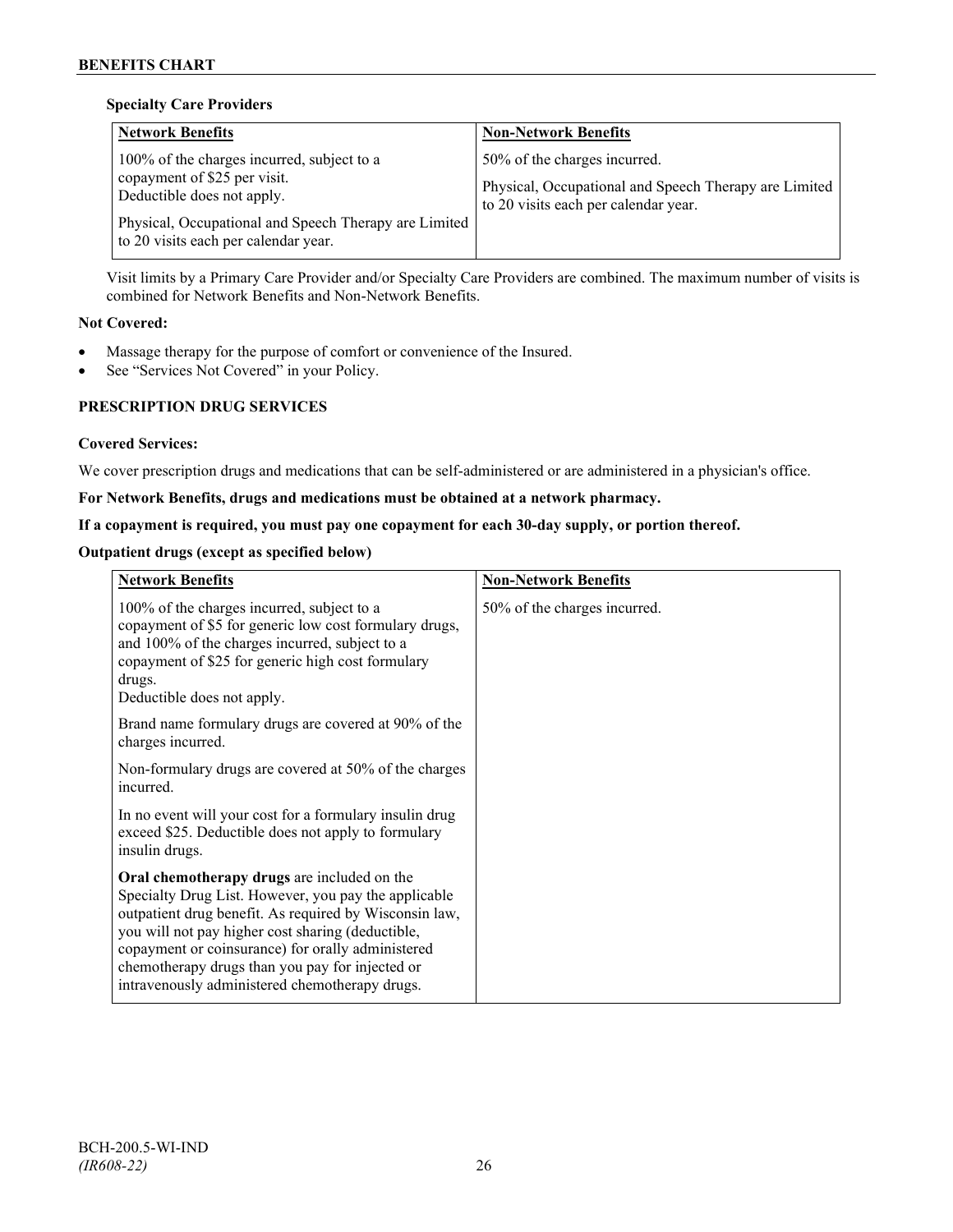**Specialty Care Providers**

| Network Benefits | Non-Network Benefits |
|---|---|
| 100% of the charges incurred, subject to a copayment of $25 per visit.<br>Deductible does not apply.<br><br>Physical, Occupational and Speech Therapy are Limited to 20 visits each per calendar year. | 50% of the charges incurred.<br><br>Physical, Occupational and Speech Therapy are Limited to 20 visits each per calendar year. |

Visit limits by a Primary Care Provider and/or Specialty Care Providers are combined. The maximum number of visits is combined for Network Benefits and Non-Network Benefits.

**Not Covered:**

- Massage therapy for the purpose of comfort or convenience of the Insured.
- See "Services Not Covered" in your Policy.

## PRESCRIPTION DRUG SERVICES

**Covered Services:**

We cover prescription drugs and medications that can be self-administered or are administered in a physician's office.

**For Network Benefits, drugs and medications must be obtained at a network pharmacy.**

**If a copayment is required, you must pay one copayment for each 30-day supply, or portion thereof.**

**Outpatient drugs (except as specified below)**

| Network Benefits | Non-Network Benefits |
|---|---|
| 100% of the charges incurred, subject to a copayment of $5 for generic low cost formulary drugs, and 100% of the charges incurred, subject to a copayment of $25 for generic high cost formulary drugs.<br>Deductible does not apply.<br><br>Brand name formulary drugs are covered at 90% of the charges incurred.<br><br>Non-formulary drugs are covered at 50% of the charges incurred.<br><br>In no event will your cost for a formulary insulin drug exceed $25. Deductible does not apply to formulary insulin drugs.<br><br>**Oral chemotherapy drugs** are included on the Specialty Drug List. However, you pay the applicable outpatient drug benefit. As required by Wisconsin law, you will not pay higher cost sharing (deductible, copayment or coinsurance) for orally administered chemotherapy drugs than you pay for injected or intravenously administered chemotherapy drugs. | 50% of the charges incurred. |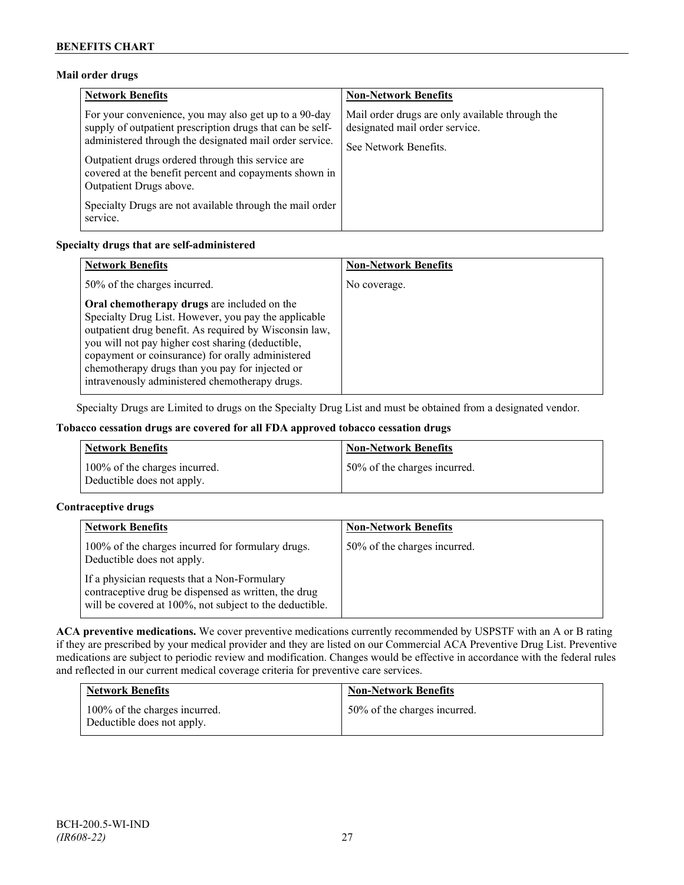**Mail order drugs**

| Network Benefits | Non-Network Benefits |
| --- | --- |
| For your convenience, you may also get up to a 90-day supply of outpatient prescription drugs that can be self-administered through the designated mail order service.<br><br>Outpatient drugs ordered through this service are covered at the benefit percent and copayments shown in Outpatient Drugs above.<br><br>Specialty Drugs are not available through the mail order service. | Mail order drugs are only available through the designated mail order service.<br><br>See Network Benefits. |

**Specialty drugs that are self-administered**

| Network Benefits | Non-Network Benefits |
| --- | --- |
| 50% of the charges incurred.<br><br>**Oral chemotherapy drugs** are included on the Specialty Drug List. However, you pay the applicable outpatient drug benefit. As required by Wisconsin law, you will not pay higher cost sharing (deductible, copayment or coinsurance) for orally administered chemotherapy drugs than you pay for injected or intravenously administered chemotherapy drugs. | No coverage. |

Specialty Drugs are Limited to drugs on the Specialty Drug List and must be obtained from a designated vendor.

**Tobacco cessation drugs are covered for all FDA approved tobacco cessation drugs**

| Network Benefits | Non-Network Benefits |
| --- | --- |
| 100% of the charges incurred.<br>Deductible does not apply. | 50% of the charges incurred. |

**Contraceptive drugs**

| Network Benefits | Non-Network Benefits |
| --- | --- |
| 100% of the charges incurred for formulary drugs. Deductible does not apply.<br><br>If a physician requests that a Non-Formulary contraceptive drug be dispensed as written, the drug will be covered at 100%, not subject to the deductible. | 50% of the charges incurred. |

**ACA preventive medications.** We cover preventive medications currently recommended by USPSTF with an A or B rating if they are prescribed by your medical provider and they are listed on our Commercial ACA Preventive Drug List. Preventive medications are subject to periodic review and modification. Changes would be effective in accordance with the federal rules and reflected in our current medical coverage criteria for preventive care services.

| Network Benefits | Non-Network Benefits |
| --- | --- |
| 100% of the charges incurred.<br>Deductible does not apply. | 50% of the charges incurred. |

BCH-200.5-WI-IND
*(IR608-22)*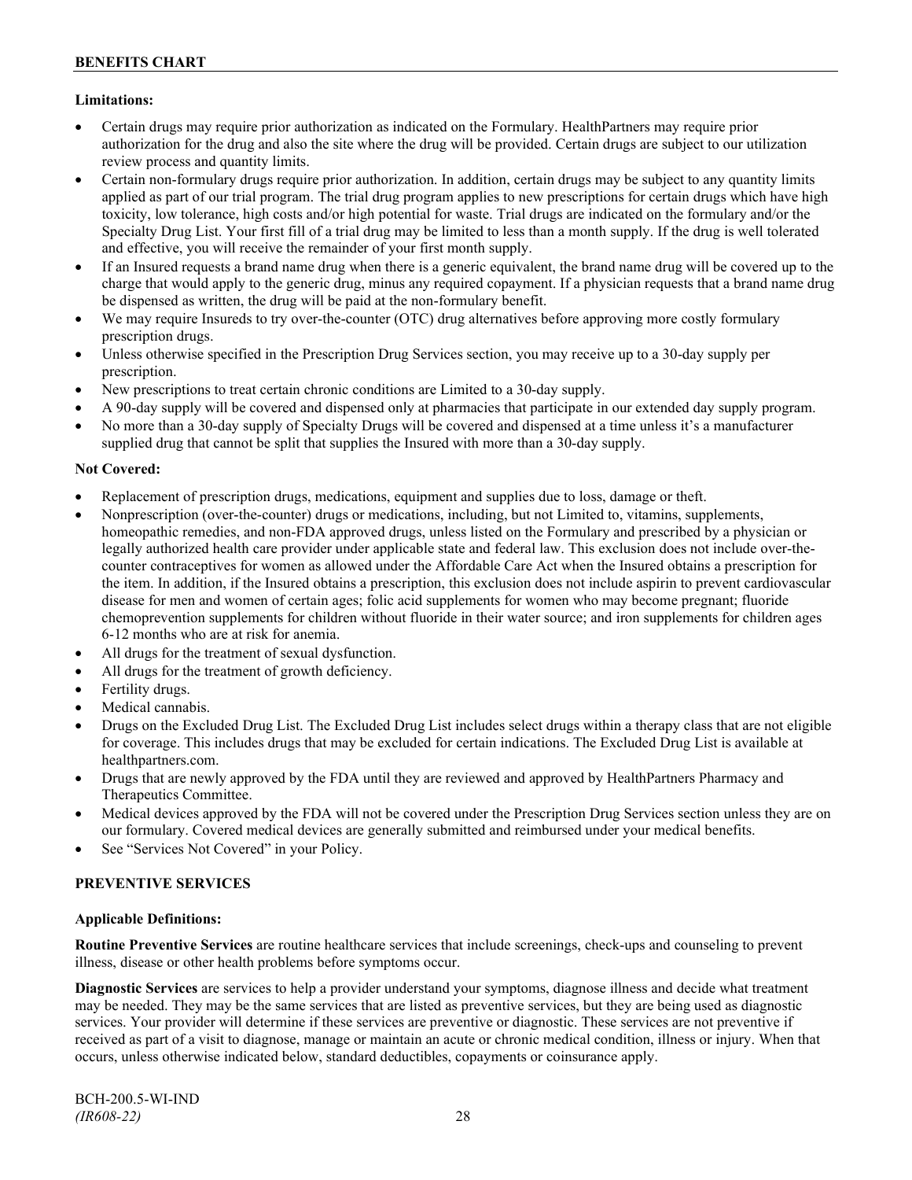**Limitations:**

- Certain drugs may require prior authorization as indicated on the Formulary. HealthPartners may require prior authorization for the drug and also the site where the drug will be provided. Certain drugs are subject to our utilization review process and quantity limits.
- Certain non-formulary drugs require prior authorization. In addition, certain drugs may be subject to any quantity limits applied as part of our trial program. The trial drug program applies to new prescriptions for certain drugs which have high toxicity, low tolerance, high costs and/or high potential for waste. Trial drugs are indicated on the formulary and/or the Specialty Drug List. Your first fill of a trial drug may be limited to less than a month supply. If the drug is well tolerated and effective, you will receive the remainder of your first month supply.
- If an Insured requests a brand name drug when there is a generic equivalent, the brand name drug will be covered up to the charge that would apply to the generic drug, minus any required copayment. If a physician requests that a brand name drug be dispensed as written, the drug will be paid at the non-formulary benefit.
- We may require Insureds to try over-the-counter (OTC) drug alternatives before approving more costly formulary prescription drugs.
- Unless otherwise specified in the Prescription Drug Services section, you may receive up to a 30-day supply per prescription.
- New prescriptions to treat certain chronic conditions are Limited to a 30-day supply.
- A 90-day supply will be covered and dispensed only at pharmacies that participate in our extended day supply program.
- No more than a 30-day supply of Specialty Drugs will be covered and dispensed at a time unless it's a manufacturer supplied drug that cannot be split that supplies the Insured with more than a 30-day supply.

**Not Covered:**

- Replacement of prescription drugs, medications, equipment and supplies due to loss, damage or theft.
- Nonprescription (over-the-counter) drugs or medications, including, but not Limited to, vitamins, supplements, homeopathic remedies, and non-FDA approved drugs, unless listed on the Formulary and prescribed by a physician or legally authorized health care provider under applicable state and federal law. This exclusion does not include over-the-counter contraceptives for women as allowed under the Affordable Care Act when the Insured obtains a prescription for the item. In addition, if the Insured obtains a prescription, this exclusion does not include aspirin to prevent cardiovascular disease for men and women of certain ages; folic acid supplements for women who may become pregnant; fluoride chemoprevention supplements for children without fluoride in their water source; and iron supplements for children ages 6-12 months who are at risk for anemia.
- All drugs for the treatment of sexual dysfunction.
- All drugs for the treatment of growth deficiency.
- Fertility drugs.
- Medical cannabis.
- Drugs on the Excluded Drug List. The Excluded Drug List includes select drugs within a therapy class that are not eligible for coverage. This includes drugs that may be excluded for certain indications. The Excluded Drug List is available at healthpartners.com.
- Drugs that are newly approved by the FDA until they are reviewed and approved by HealthPartners Pharmacy and Therapeutics Committee.
- Medical devices approved by the FDA will not be covered under the Prescription Drug Services section unless they are on our formulary. Covered medical devices are generally submitted and reimbursed under your medical benefits.
- See "Services Not Covered" in your Policy.

## PREVENTIVE SERVICES

**Applicable Definitions:**

**Routine Preventive Services** are routine healthcare services that include screenings, check-ups and counseling to prevent illness, disease or other health problems before symptoms occur.

**Diagnostic Services** are services to help a provider understand your symptoms, diagnose illness and decide what treatment may be needed. They may be the same services that are listed as preventive services, but they are being used as diagnostic services. Your provider will determine if these services are preventive or diagnostic. These services are not preventive if received as part of a visit to diagnose, manage or maintain an acute or chronic medical condition, illness or injury. When that occurs, unless otherwise indicated below, standard deductibles, copayments or coinsurance apply.

BCH-200.5-WI-IND
*(IR608-22)*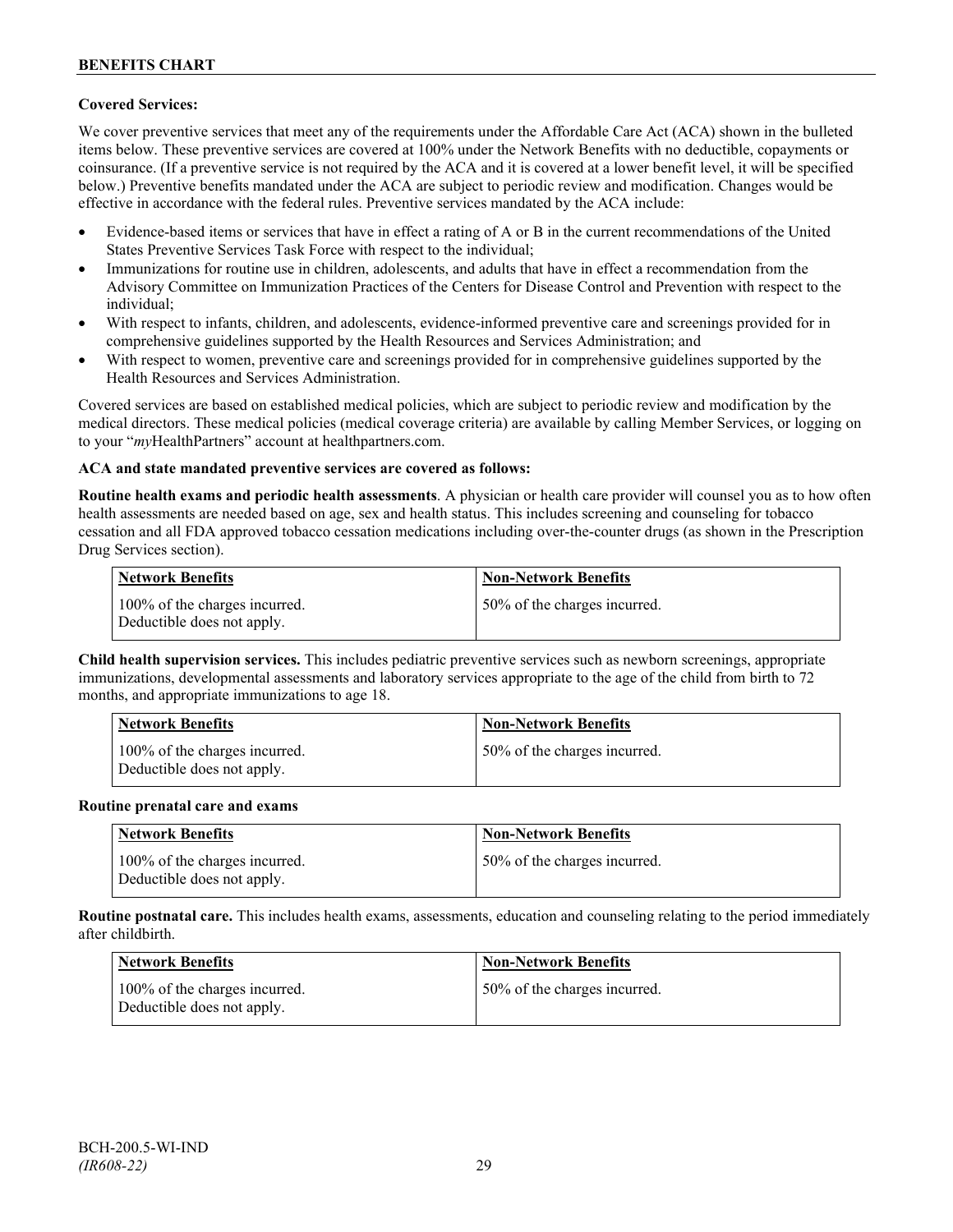**Covered Services:**

We cover preventive services that meet any of the requirements under the Affordable Care Act (ACA) shown in the bulleted items below. These preventive services are covered at 100% under the Network Benefits with no deductible, copayments or coinsurance. (If a preventive service is not required by the ACA and it is covered at a lower benefit level, it will be specified below.) Preventive benefits mandated under the ACA are subject to periodic review and modification. Changes would be effective in accordance with the federal rules. Preventive services mandated by the ACA include:

- Evidence-based items or services that have in effect a rating of A or B in the current recommendations of the United States Preventive Services Task Force with respect to the individual;
- Immunizations for routine use in children, adolescents, and adults that have in effect a recommendation from the Advisory Committee on Immunization Practices of the Centers for Disease Control and Prevention with respect to the individual;
- With respect to infants, children, and adolescents, evidence-informed preventive care and screenings provided for in comprehensive guidelines supported by the Health Resources and Services Administration; and
- With respect to women, preventive care and screenings provided for in comprehensive guidelines supported by the Health Resources and Services Administration.

Covered services are based on established medical policies, which are subject to periodic review and modification by the medical directors. These medical policies (medical coverage criteria) are available by calling Member Services, or logging on to your "*my*HealthPartners" account at healthpartners.com.

**ACA and state mandated preventive services are covered as follows:**

**Routine health exams and periodic health assessments**. A physician or health care provider will counsel you as to how often health assessments are needed based on age, sex and health status. This includes screening and counseling for tobacco cessation and all FDA approved tobacco cessation medications including over-the-counter drugs (as shown in the Prescription Drug Services section).

| Network Benefits | Non-Network Benefits |
|---|---|
| 100% of the charges incurred. Deductible does not apply. | 50% of the charges incurred. |

**Child health supervision services.** This includes pediatric preventive services such as newborn screenings, appropriate immunizations, developmental assessments and laboratory services appropriate to the age of the child from birth to 72 months, and appropriate immunizations to age 18.

| Network Benefits | Non-Network Benefits |
|---|---|
| 100% of the charges incurred. Deductible does not apply. | 50% of the charges incurred. |

**Routine prenatal care and exams**

| Network Benefits | Non-Network Benefits |
|---|---|
| 100% of the charges incurred. Deductible does not apply. | 50% of the charges incurred. |

**Routine postnatal care.** This includes health exams, assessments, education and counseling relating to the period immediately after childbirth.

| Network Benefits | Non-Network Benefits |
|---|---|
| 100% of the charges incurred. Deductible does not apply. | 50% of the charges incurred. |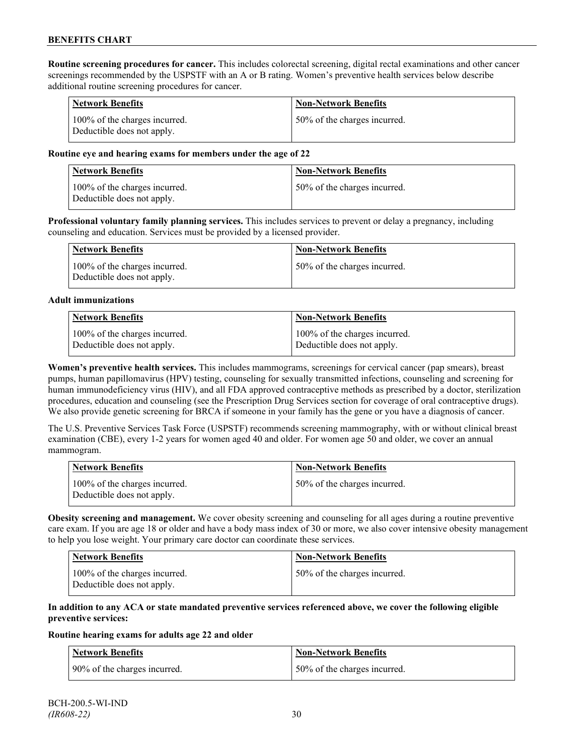**Routine screening procedures for cancer.** This includes colorectal screening, digital rectal examinations and other cancer screenings recommended by the USPSTF with an A or B rating. Women's preventive health services below describe additional routine screening procedures for cancer.

| Network Benefits | Non-Network Benefits |
|---|---|
| 100% of the charges incurred. Deductible does not apply. | 50% of the charges incurred. |

**Routine eye and hearing exams for members under the age of 22**

| Network Benefits | Non-Network Benefits |
|---|---|
| 100% of the charges incurred. Deductible does not apply. | 50% of the charges incurred. |

**Professional voluntary family planning services.** This includes services to prevent or delay a pregnancy, including counseling and education. Services must be provided by a licensed provider.

| Network Benefits | Non-Network Benefits |
|---|---|
| 100% of the charges incurred. Deductible does not apply. | 50% of the charges incurred. |

**Adult immunizations**

| Network Benefits | Non-Network Benefits |
|---|---|
| 100% of the charges incurred. Deductible does not apply. | 100% of the charges incurred. Deductible does not apply. |

**Women's preventive health services.** This includes mammograms, screenings for cervical cancer (pap smears), breast pumps, human papillomavirus (HPV) testing, counseling for sexually transmitted infections, counseling and screening for human immunodeficiency virus (HIV), and all FDA approved contraceptive methods as prescribed by a doctor, sterilization procedures, education and counseling (see the Prescription Drug Services section for coverage of oral contraceptive drugs). We also provide genetic screening for BRCA if someone in your family has the gene or you have a diagnosis of cancer.

The U.S. Preventive Services Task Force (USPSTF) recommends screening mammography, with or without clinical breast examination (CBE), every 1-2 years for women aged 40 and older. For women age 50 and older, we cover an annual mammogram.

| Network Benefits | Non-Network Benefits |
|---|---|
| 100% of the charges incurred. Deductible does not apply. | 50% of the charges incurred. |

**Obesity screening and management.** We cover obesity screening and counseling for all ages during a routine preventive care exam. If you are age 18 or older and have a body mass index of 30 or more, we also cover intensive obesity management to help you lose weight. Your primary care doctor can coordinate these services.

| Network Benefits | Non-Network Benefits |
|---|---|
| 100% of the charges incurred. Deductible does not apply. | 50% of the charges incurred. |

**In addition to any ACA or state mandated preventive services referenced above, we cover the following eligible preventive services:**

**Routine hearing exams for adults age 22 and older**

| Network Benefits | Non-Network Benefits |
|---|---|
| 90% of the charges incurred. | 50% of the charges incurred. |

BCH-200.5-WI-IND
*(IR608-22)*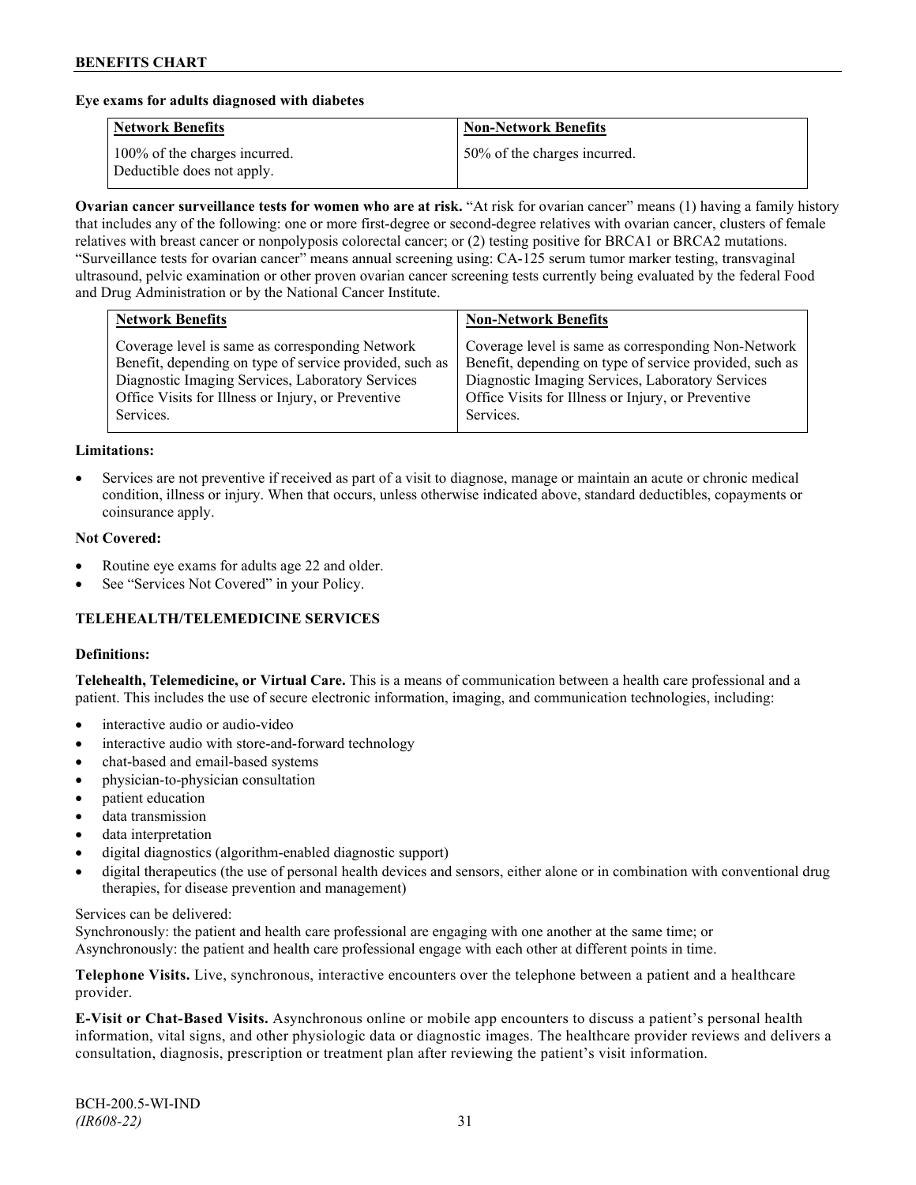**Eye exams for adults diagnosed with diabetes**

| Network Benefits | Non-Network Benefits |
|---|---|
| 100% of the charges incurred. Deductible does not apply. | 50% of the charges incurred. |

**Ovarian cancer surveillance tests for women who are at risk.** "At risk for ovarian cancer" means (1) having a family history that includes any of the following: one or more first-degree or second-degree relatives with ovarian cancer, clusters of female relatives with breast cancer or nonpolyposis colorectal cancer; or (2) testing positive for BRCA1 or BRCA2 mutations. "Surveillance tests for ovarian cancer" means annual screening using: CA-125 serum tumor marker testing, transvaginal ultrasound, pelvic examination or other proven ovarian cancer screening tests currently being evaluated by the federal Food and Drug Administration or by the National Cancer Institute.

| Network Benefits | Non-Network Benefits |
|---|---|
| Coverage level is same as corresponding Network Benefit, depending on type of service provided, such as Diagnostic Imaging Services, Laboratory Services Office Visits for Illness or Injury, or Preventive Services. | Coverage level is same as corresponding Non-Network Benefit, depending on type of service provided, such as Diagnostic Imaging Services, Laboratory Services Office Visits for Illness or Injury, or Preventive Services. |

**Limitations:**

- Services are not preventive if received as part of a visit to diagnose, manage or maintain an acute or chronic medical condition, illness or injury. When that occurs, unless otherwise indicated above, standard deductibles, copayments or coinsurance apply.

**Not Covered:**

- Routine eye exams for adults age 22 and older.
- See "Services Not Covered" in your Policy.

**TELEHEALTH/TELEMEDICINE SERVICES**

**Definitions:**

**Telehealth, Telemedicine, or Virtual Care.** This is a means of communication between a health care professional and a patient. This includes the use of secure electronic information, imaging, and communication technologies, including:

- interactive audio or audio-video
- interactive audio with store-and-forward technology
- chat-based and email-based systems
- physician-to-physician consultation
- patient education
- data transmission
- data interpretation
- digital diagnostics (algorithm-enabled diagnostic support)
- digital therapeutics (the use of personal health devices and sensors, either alone or in combination with conventional drug therapies, for disease prevention and management)

Services can be delivered:
Synchronously: the patient and health care professional are engaging with one another at the same time; or
Asynchronously: the patient and health care professional engage with each other at different points in time.

**Telephone Visits.** Live, synchronous, interactive encounters over the telephone between a patient and a healthcare provider.

**E-Visit or Chat-Based Visits.** Asynchronous online or mobile app encounters to discuss a patient's personal health information, vital signs, and other physiologic data or diagnostic images. The healthcare provider reviews and delivers a consultation, diagnosis, prescription or treatment plan after reviewing the patient's visit information.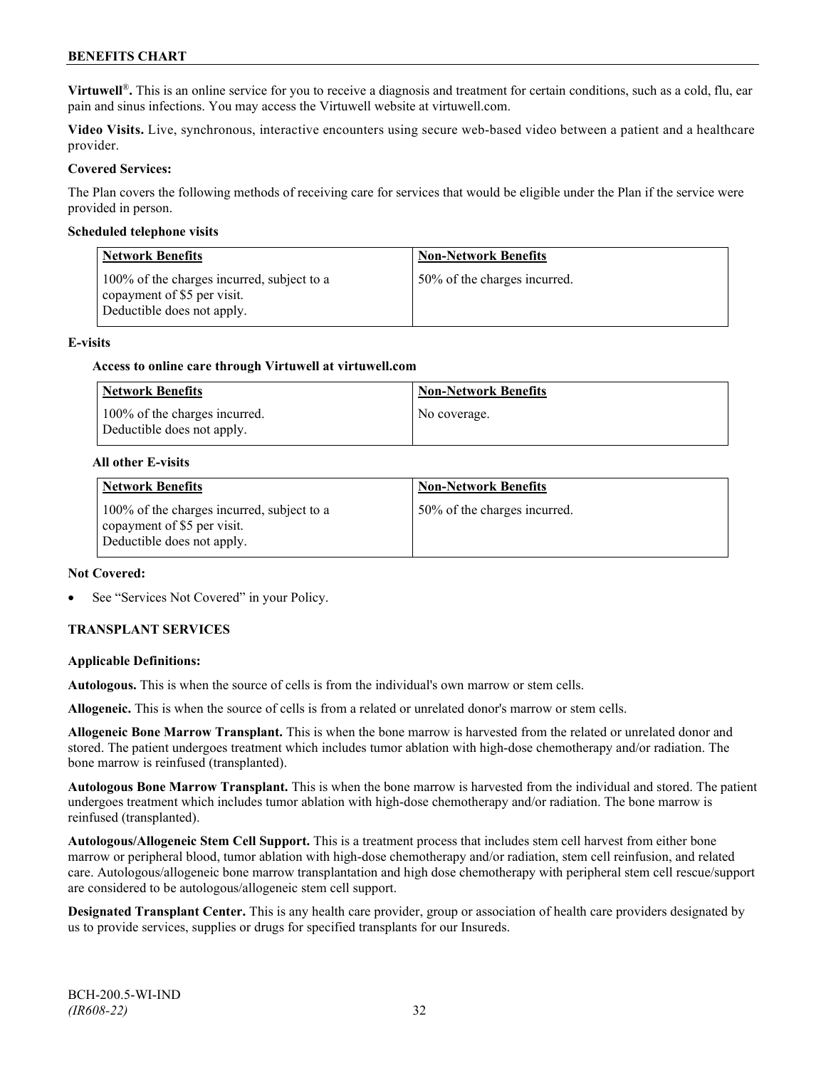**Virtuwell®.** This is an online service for you to receive a diagnosis and treatment for certain conditions, such as a cold, flu, ear pain and sinus infections. You may access the Virtuwell website at virtuwell.com.

**Video Visits.** Live, synchronous, interactive encounters using secure web-based video between a patient and a healthcare provider.

**Covered Services:**

The Plan covers the following methods of receiving care for services that would be eligible under the Plan if the service were provided in person.

**Scheduled telephone visits**

| Network Benefits | Non-Network Benefits |
|---|---|
| 100% of the charges incurred, subject to a copayment of $5 per visit. Deductible does not apply. | 50% of the charges incurred. |

**E-visits**

**Access to online care through Virtuwell at virtuwell.com**

| Network Benefits | Non-Network Benefits |
|---|---|
| 100% of the charges incurred. Deductible does not apply. | No coverage. |

**All other E-visits**

| Network Benefits | Non-Network Benefits |
|---|---|
| 100% of the charges incurred, subject to a copayment of $5 per visit. Deductible does not apply. | 50% of the charges incurred. |

**Not Covered:**

- See "Services Not Covered" in your Policy.

## TRANSPLANT SERVICES

**Applicable Definitions:**

**Autologous.** This is when the source of cells is from the individual's own marrow or stem cells.

**Allogeneic.** This is when the source of cells is from a related or unrelated donor's marrow or stem cells.

**Allogeneic Bone Marrow Transplant.** This is when the bone marrow is harvested from the related or unrelated donor and stored. The patient undergoes treatment which includes tumor ablation with high-dose chemotherapy and/or radiation. The bone marrow is reinfused (transplanted).

**Autologous Bone Marrow Transplant.** This is when the bone marrow is harvested from the individual and stored. The patient undergoes treatment which includes tumor ablation with high-dose chemotherapy and/or radiation. The bone marrow is reinfused (transplanted).

**Autologous/Allogeneic Stem Cell Support.** This is a treatment process that includes stem cell harvest from either bone marrow or peripheral blood, tumor ablation with high-dose chemotherapy and/or radiation, stem cell reinfusion, and related care. Autologous/allogeneic bone marrow transplantation and high dose chemotherapy with peripheral stem cell rescue/support are considered to be autologous/allogeneic stem cell support.

**Designated Transplant Center.** This is any health care provider, group or association of health care providers designated by us to provide services, supplies or drugs for specified transplants for our Insureds.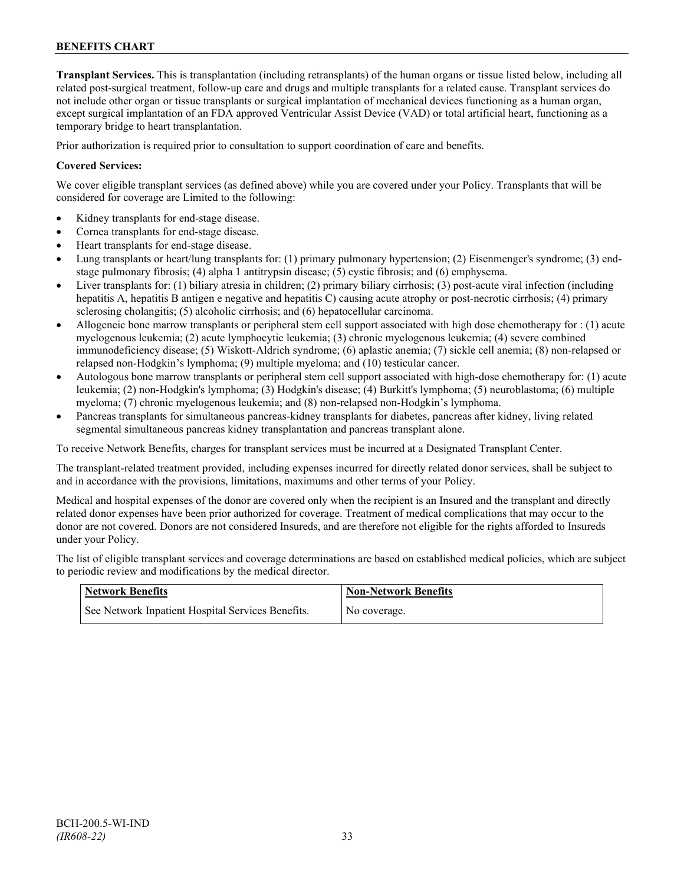**Transplant Services.** This is transplantation (including retransplants) of the human organs or tissue listed below, including all related post-surgical treatment, follow-up care and drugs and multiple transplants for a related cause. Transplant services do not include other organ or tissue transplants or surgical implantation of mechanical devices functioning as a human organ, except surgical implantation of an FDA approved Ventricular Assist Device (VAD) or total artificial heart, functioning as a temporary bridge to heart transplantation.

Prior authorization is required prior to consultation to support coordination of care and benefits.

**Covered Services:**

We cover eligible transplant services (as defined above) while you are covered under your Policy. Transplants that will be considered for coverage are Limited to the following:

- Kidney transplants for end-stage disease.
- Cornea transplants for end-stage disease.
- Heart transplants for end-stage disease.
- Lung transplants or heart/lung transplants for: (1) primary pulmonary hypertension; (2) Eisenmenger's syndrome; (3) end-stage pulmonary fibrosis; (4) alpha 1 antitrypsin disease; (5) cystic fibrosis; and (6) emphysema.
- Liver transplants for: (1) biliary atresia in children; (2) primary biliary cirrhosis; (3) post-acute viral infection (including hepatitis A, hepatitis B antigen e negative and hepatitis C) causing acute atrophy or post-necrotic cirrhosis; (4) primary sclerosing cholangitis; (5) alcoholic cirrhosis; and (6) hepatocellular carcinoma.
- Allogeneic bone marrow transplants or peripheral stem cell support associated with high dose chemotherapy for : (1) acute myelogenous leukemia; (2) acute lymphocytic leukemia; (3) chronic myelogenous leukemia; (4) severe combined immunodeficiency disease; (5) Wiskott-Aldrich syndrome; (6) aplastic anemia; (7) sickle cell anemia; (8) non-relapsed or relapsed non-Hodgkin's lymphoma; (9) multiple myeloma; and (10) testicular cancer.
- Autologous bone marrow transplants or peripheral stem cell support associated with high-dose chemotherapy for: (1) acute leukemia; (2) non-Hodgkin's lymphoma; (3) Hodgkin's disease; (4) Burkitt's lymphoma; (5) neuroblastoma; (6) multiple myeloma; (7) chronic myelogenous leukemia; and (8) non-relapsed non-Hodgkin's lymphoma.
- Pancreas transplants for simultaneous pancreas-kidney transplants for diabetes, pancreas after kidney, living related segmental simultaneous pancreas kidney transplantation and pancreas transplant alone.

To receive Network Benefits, charges for transplant services must be incurred at a Designated Transplant Center.

The transplant-related treatment provided, including expenses incurred for directly related donor services, shall be subject to and in accordance with the provisions, limitations, maximums and other terms of your Policy.

Medical and hospital expenses of the donor are covered only when the recipient is an Insured and the transplant and directly related donor expenses have been prior authorized for coverage. Treatment of medical complications that may occur to the donor are not covered. Donors are not considered Insureds, and are therefore not eligible for the rights afforded to Insureds under your Policy.

The list of eligible transplant services and coverage determinations are based on established medical policies, which are subject to periodic review and modifications by the medical director.

| Network Benefits | Non-Network Benefits |
|---|---|
| See Network Inpatient Hospital Services Benefits. | No coverage. |

BCH-200.5-WI-IND
*(IR608-22)*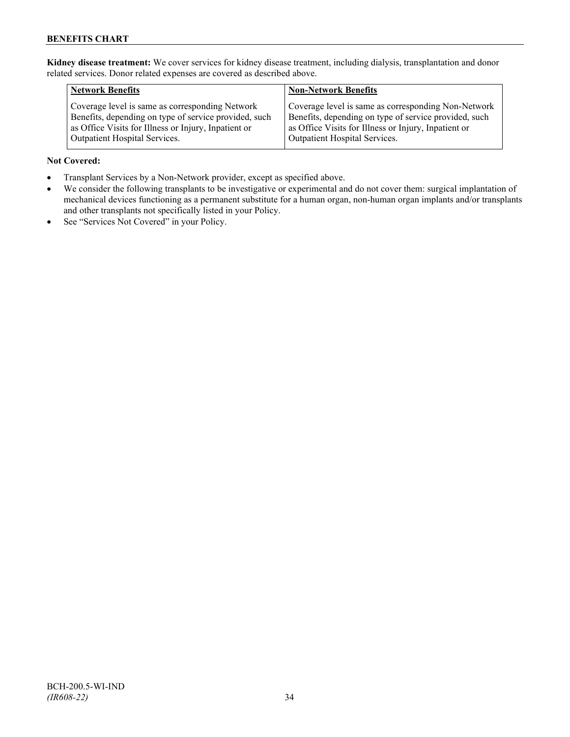**Kidney disease treatment:** We cover services for kidney disease treatment, including dialysis, transplantation and donor related services. Donor related expenses are covered as described above.

| Network Benefits | Non-Network Benefits |
|---|---|
| Coverage level is same as corresponding Network Benefits, depending on type of service provided, such as Office Visits for Illness or Injury, Inpatient or Outpatient Hospital Services. | Coverage level is same as corresponding Non-Network Benefits, depending on type of service provided, such as Office Visits for Illness or Injury, Inpatient or Outpatient Hospital Services. |

**Not Covered:**

- Transplant Services by a Non-Network provider, except as specified above.
- We consider the following transplants to be investigative or experimental and do not cover them: surgical implantation of mechanical devices functioning as a permanent substitute for a human organ, non-human organ implants and/or transplants and other transplants not specifically listed in your Policy.
- See "Services Not Covered" in your Policy.

BCH-200.5-WI-IND
*(IR608-22)*